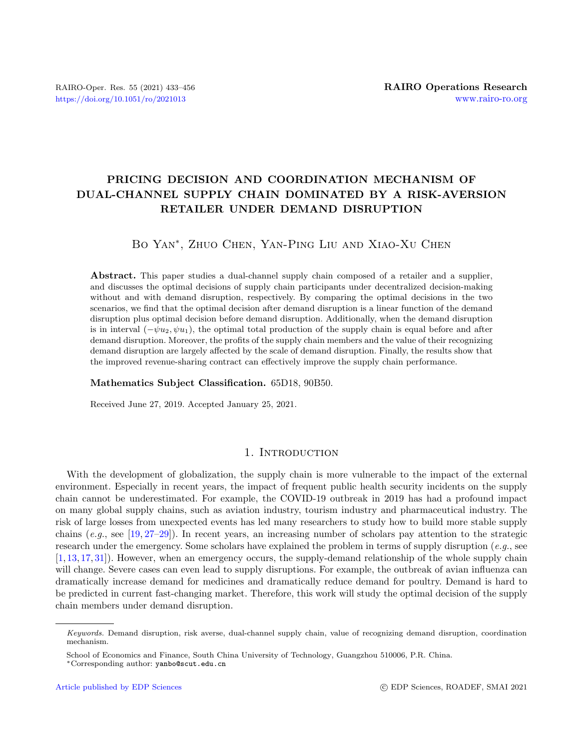# PRICING DECISION AND COORDINATION MECHANISM OF DUAL-CHANNEL SUPPLY CHAIN DOMINATED BY A RISK-AVERSION RETAILER UNDER DEMAND DISRUPTION

Bo Yan*, Zhuo Chen, Yan-Ping Liu and Xiao-Xu Chen

**Abstract.** This paper studies a dual-channel supply chain composed of a retailer and a supplier, and discusses the optimal decisions of supply chain participants under decentralized decision-making without and with demand disruption, respectively. By comparing the optimal decisions in the two scenarios, we find that the optimal decision after demand disruption is a linear function of the demand disruption plus optimal decision before demand disruption. Additionally, when the demand disruption is in interval $(-\psi u_2, \psi u_1)$, the optimal total production of the supply chain is equal before and after demand disruption. Moreover, the profits of the supply chain members and the value of their recognizing demand disruption are largely affected by the scale of demand disruption. Finally, the results show that the improved revenue-sharing contract can effectively improve the supply chain performance.

**Mathematics Subject Classification.** 65D18, 90B50.

Received June 27, 2019. Accepted January 25, 2021.

## 1. Introduction

With the development of globalization, the supply chain is more vulnerable to the impact of the external environment. Especially in recent years, the impact of frequent public health security incidents on the supply chain cannot be underestimated. For example, the COVID-19 outbreak in 2019 has had a profound impact on many global supply chains, such as aviation industry, tourism industry and pharmaceutical industry. The risk of large losses from unexpected events has led many researchers to study how to build more stable supply chains (*e.g.*, see [19, 27–29]). In recent years, an increasing number of scholars pay attention to the strategic research under the emergency. Some scholars have explained the problem in terms of supply disruption (*e.g.*, see [1, 13, 17, 31]). However, when an emergency occurs, the supply-demand relationship of the whole supply chain will change. Severe cases can even lead to supply disruptions. For example, the outbreak of avian influenza can dramatically increase demand for medicines and dramatically reduce demand for poultry. Demand is hard to be predicted in current fast-changing market. Therefore, this work will study the optimal decision of the supply chain members under demand disruption.

---

*Keywords.* Demand disruption, risk averse, dual-channel supply chain, value of recognizing demand disruption, coordination mechanism.

School of Economics and Finance, South China University of Technology, Guangzhou 510006, P.R. China.
*Corresponding author: yanbo@scut.edu.cn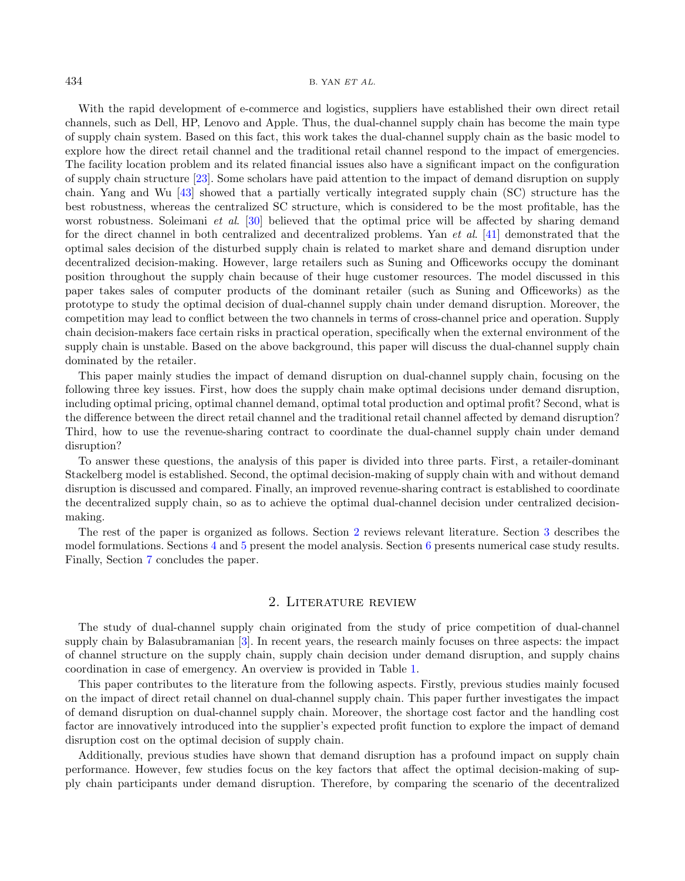With the rapid development of e-commerce and logistics, suppliers have established their own direct retail channels, such as Dell, HP, Lenovo and Apple. Thus, the dual-channel supply chain has become the main type of supply chain system. Based on this fact, this work takes the dual-channel supply chain as the basic model to explore how the direct retail channel and the traditional retail channel respond to the impact of emergencies. The facility location problem and its related financial issues also have a significant impact on the configuration of supply chain structure [23]. Some scholars have paid attention to the impact of demand disruption on supply chain. Yang and Wu [43] showed that a partially vertically integrated supply chain (SC) structure has the best robustness, whereas the centralized SC structure, which is considered to be the most profitable, has the worst robustness. Soleimani *et al*. [30] believed that the optimal price will be affected by sharing demand for the direct channel in both centralized and decentralized problems. Yan *et al*. [41] demonstrated that the optimal sales decision of the disturbed supply chain is related to market share and demand disruption under decentralized decision-making. However, large retailers such as Suning and Officeworks occupy the dominant position throughout the supply chain because of their huge customer resources. The model discussed in this paper takes sales of computer products of the dominant retailer (such as Suning and Officeworks) as the prototype to study the optimal decision of dual-channel supply chain under demand disruption. Moreover, the competition may lead to conflict between the two channels in terms of cross-channel price and operation. Supply chain decision-makers face certain risks in practical operation, specifically when the external environment of the supply chain is unstable. Based on the above background, this paper will discuss the dual-channel supply chain dominated by the retailer.

This paper mainly studies the impact of demand disruption on dual-channel supply chain, focusing on the following three key issues. First, how does the supply chain make optimal decisions under demand disruption, including optimal pricing, optimal channel demand, optimal total production and optimal profit? Second, what is the difference between the direct retail channel and the traditional retail channel affected by demand disruption? Third, how to use the revenue-sharing contract to coordinate the dual-channel supply chain under demand disruption?

To answer these questions, the analysis of this paper is divided into three parts. First, a retailer-dominant Stackelberg model is established. Second, the optimal decision-making of supply chain with and without demand disruption is discussed and compared. Finally, an improved revenue-sharing contract is established to coordinate the decentralized supply chain, so as to achieve the optimal dual-channel decision under centralized decision-making.

The rest of the paper is organized as follows. Section 2 reviews relevant literature. Section 3 describes the model formulations. Sections 4 and 5 present the model analysis. Section 6 presents numerical case study results. Finally, Section 7 concludes the paper.

## 2. Literature review

The study of dual-channel supply chain originated from the study of price competition of dual-channel supply chain by Balasubramanian [3]. In recent years, the research mainly focuses on three aspects: the impact of channel structure on the supply chain, supply chain decision under demand disruption, and supply chains coordination in case of emergency. An overview is provided in Table 1.

This paper contributes to the literature from the following aspects. Firstly, previous studies mainly focused on the impact of direct retail channel on dual-channel supply chain. This paper further investigates the impact of demand disruption on dual-channel supply chain. Moreover, the shortage cost factor and the handling cost factor are innovatively introduced into the supplier's expected profit function to explore the impact of demand disruption cost on the optimal decision of supply chain.

Additionally, previous studies have shown that demand disruption has a profound impact on supply chain performance. However, few studies focus on the key factors that affect the optimal decision-making of supply chain participants under demand disruption. Therefore, by comparing the scenario of the decentralized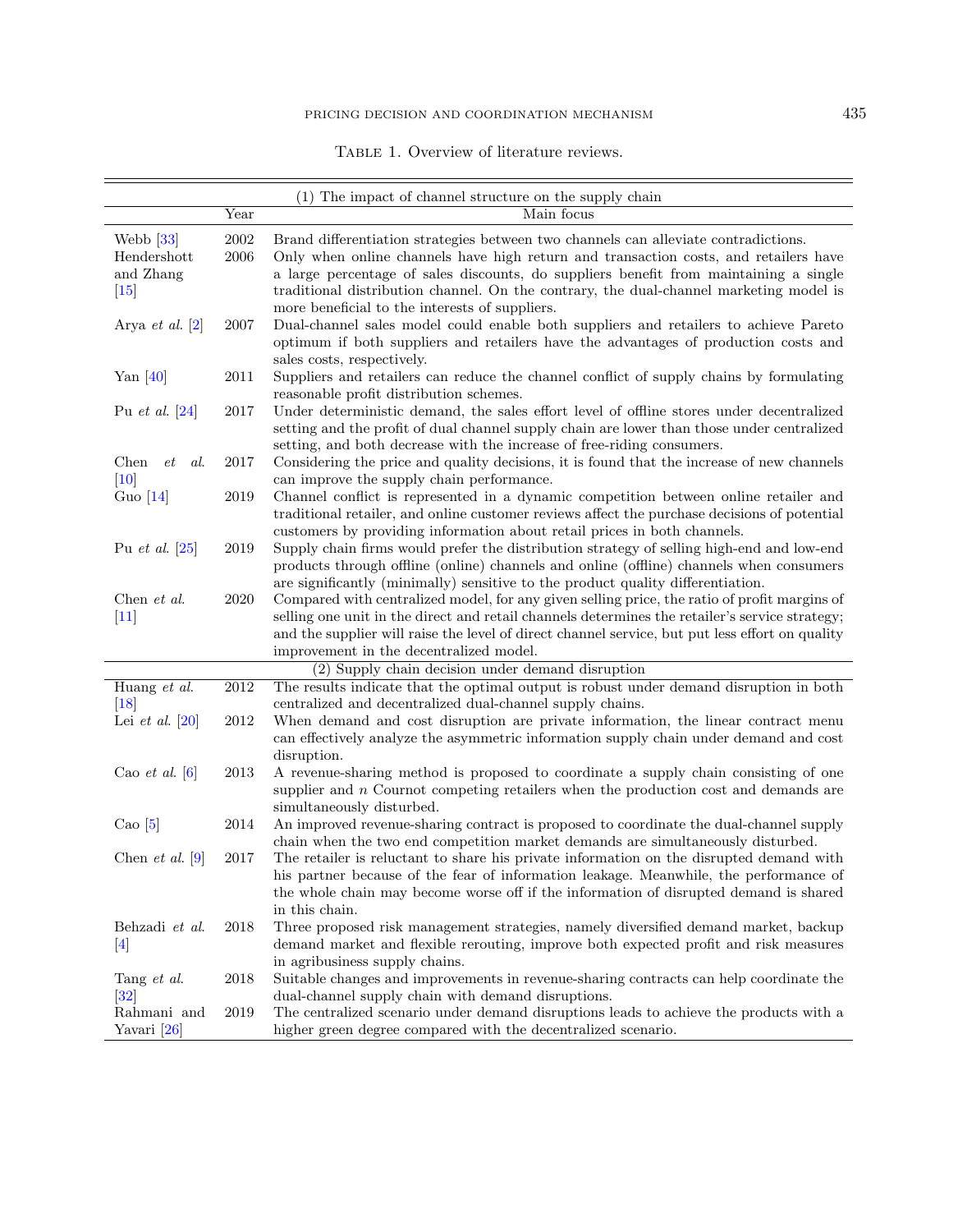Table 1. Overview of literature reviews.

| | Year | Main focus |
|---|---|---|
| (1) The impact of channel structure on the supply chain | | |
| Webb [33] | 2002 | Brand differentiation strategies between two channels can alleviate contradictions. |
| Hendershott and Zhang [15] | 2006 | Only when online channels have high return and transaction costs, and retailers have a large percentage of sales discounts, do suppliers benefit from maintaining a single traditional distribution channel. On the contrary, the dual-channel marketing model is more beneficial to the interests of suppliers. |
| Arya *et al.* [2] | 2007 | Dual-channel sales model could enable both suppliers and retailers to achieve Pareto optimum if both suppliers and retailers have the advantages of production costs and sales costs, respectively. |
| Yan [40] | 2011 | Suppliers and retailers can reduce the channel conflict of supply chains by formulating reasonable profit distribution schemes. |
| Pu *et al.* [24] | 2017 | Under deterministic demand, the sales effort level of offline stores under decentralized setting and the profit of dual channel supply chain are lower than those under centralized setting, and both decrease with the increase of free-riding consumers. |
| Chen *et al.* [10] | 2017 | Considering the price and quality decisions, it is found that the increase of new channels can improve the supply chain performance. |
| Guo [14] | 2019 | Channel conflict is represented in a dynamic competition between online retailer and traditional retailer, and online customer reviews affect the purchase decisions of potential customers by providing information about retail prices in both channels. |
| Pu *et al.* [25] | 2019 | Supply chain firms would prefer the distribution strategy of selling high-end and low-end products through offline (online) channels and online (offline) channels when consumers are significantly (minimally) sensitive to the product quality differentiation. |
| Chen *et al.* [11] | 2020 | Compared with centralized model, for any given selling price, the ratio of profit margins of selling one unit in the direct and retail channels determines the retailer's service strategy; and the supplier will raise the level of direct channel service, but put less effort on quality improvement in the decentralized model. |
| (2) Supply chain decision under demand disruption | | |
| Huang *et al.* [18] | 2012 | The results indicate that the optimal output is robust under demand disruption in both centralized and decentralized dual-channel supply chains. |
| Lei *et al.* [20] | 2012 | When demand and cost disruption are private information, the linear contract menu can effectively analyze the asymmetric information supply chain under demand and cost disruption. |
| Cao *et al.* [6] | 2013 | A revenue-sharing method is proposed to coordinate a supply chain consisting of one supplier and $n$ Cournot competing retailers when the production cost and demands are simultaneously disturbed. |
| Cao [5] | 2014 | An improved revenue-sharing contract is proposed to coordinate the dual-channel supply chain when the two end competition market demands are simultaneously disturbed. |
| Chen *et al.* [9] | 2017 | The retailer is reluctant to share his private information on the disrupted demand with his partner because of the fear of information leakage. Meanwhile, the performance of the whole chain may become worse off if the information of disrupted demand is shared in this chain. |
| Behzadi *et al.* [4] | 2018 | Three proposed risk management strategies, namely diversified demand market, backup demand market and flexible rerouting, improve both expected profit and risk measures in agribusiness supply chains. |
| Tang *et al.* [32] | 2018 | Suitable changes and improvements in revenue-sharing contracts can help coordinate the dual-channel supply chain with demand disruptions. |
| Rahmani and Yavari [26] | 2019 | The centralized scenario under demand disruptions leads to achieve the products with a higher green degree compared with the decentralized scenario. |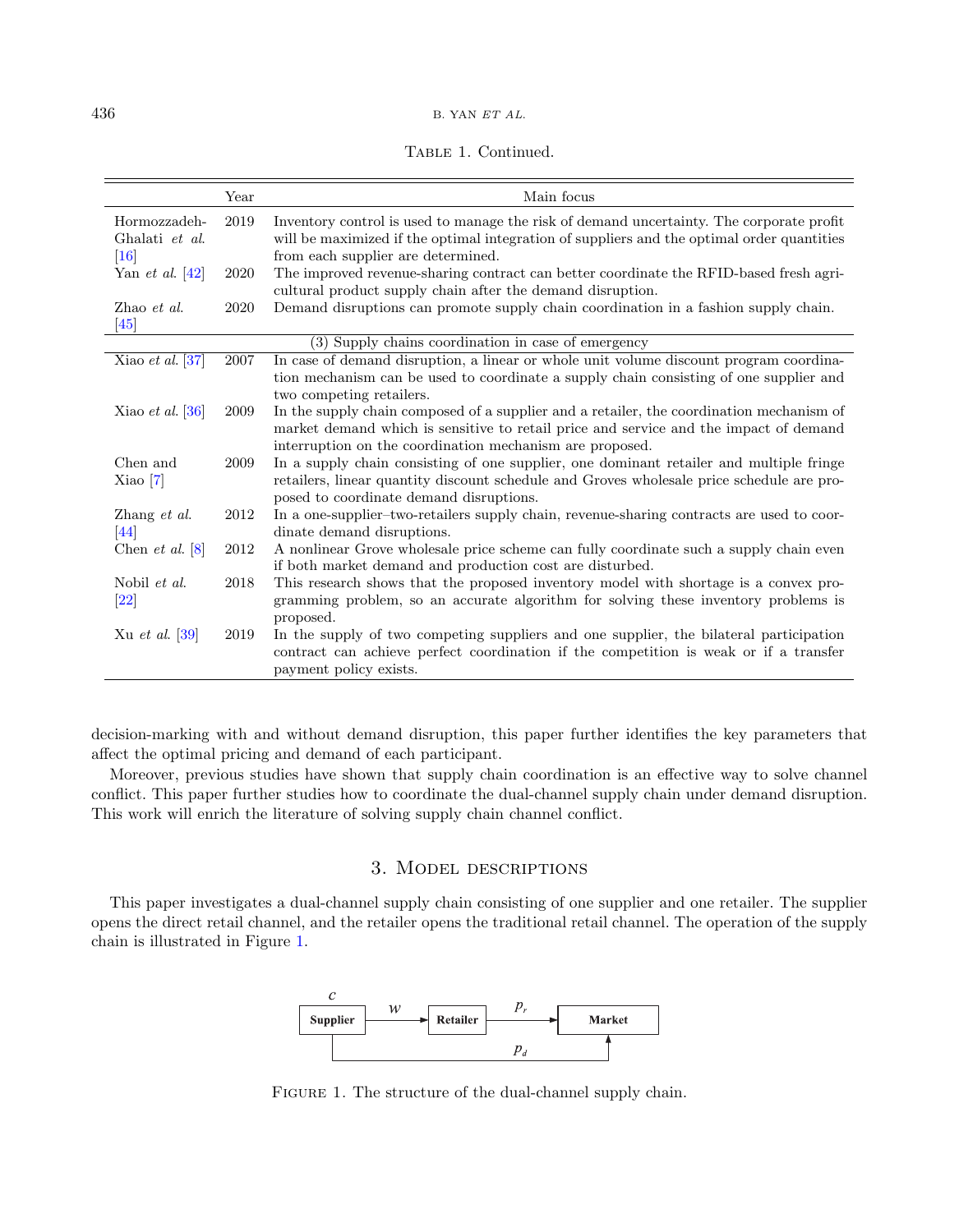Table 1. Continued.

| | Year | Main focus |
|---|---|---|
| Hormozzadeh-Ghalati *et al.* [16] | 2019 | Inventory control is used to manage the risk of demand uncertainty. The corporate profit will be maximized if the optimal integration of suppliers and the optimal order quantities from each supplier are determined. |
| Yan *et al.* [42] | 2020 | The improved revenue-sharing contract can better coordinate the RFID-based fresh agricultural product supply chain after the demand disruption. |
| Zhao *et al.* [45] | 2020 | Demand disruptions can promote supply chain coordination in a fashion supply chain. |
| (3) Supply chains coordination in case of emergency | | |
| Xiao *et al.* [37] | 2007 | In case of demand disruption, a linear or whole unit volume discount program coordination mechanism can be used to coordinate a supply chain consisting of one supplier and two competing retailers. |
| Xiao *et al.* [36] | 2009 | In the supply chain composed of a supplier and a retailer, the coordination mechanism of market demand which is sensitive to retail price and service and the impact of demand interruption on the coordination mechanism are proposed. |
| Chen and Xiao [7] | 2009 | In a supply chain consisting of one supplier, one dominant retailer and multiple fringe retailers, linear quantity discount schedule and Groves wholesale price schedule are proposed to coordinate demand disruptions. |
| Zhang *et al.* [44] | 2012 | In a one-supplier–two-retailers supply chain, revenue-sharing contracts are used to coordinate demand disruptions. |
| Chen *et al.* [8] | 2012 | A nonlinear Grove wholesale price scheme can fully coordinate such a supply chain even if both market demand and production cost are disturbed. |
| Nobil *et al.* [22] | 2018 | This research shows that the proposed inventory model with shortage is a convex programming problem, so an accurate algorithm for solving these inventory problems is proposed. |
| Xu *et al.* [39] | 2019 | In the supply of two competing suppliers and one supplier, the bilateral participation contract can achieve perfect coordination if the competition is weak or if a transfer payment policy exists. |

decision-marking with and without demand disruption, this paper further identifies the key parameters that affect the optimal pricing and demand of each participant.

Moreover, previous studies have shown that supply chain coordination is an effective way to solve channel conflict. This paper further studies how to coordinate the dual-channel supply chain under demand disruption. This work will enrich the literature of solving supply chain channel conflict.

## 3. Model descriptions

This paper investigates a dual-channel supply chain consisting of one supplier and one retailer. The supplier opens the direct retail channel, and the retailer opens the traditional retail channel. The operation of the supply chain is illustrated in Figure 1.

Figure 1. The structure of the dual-channel supply chain.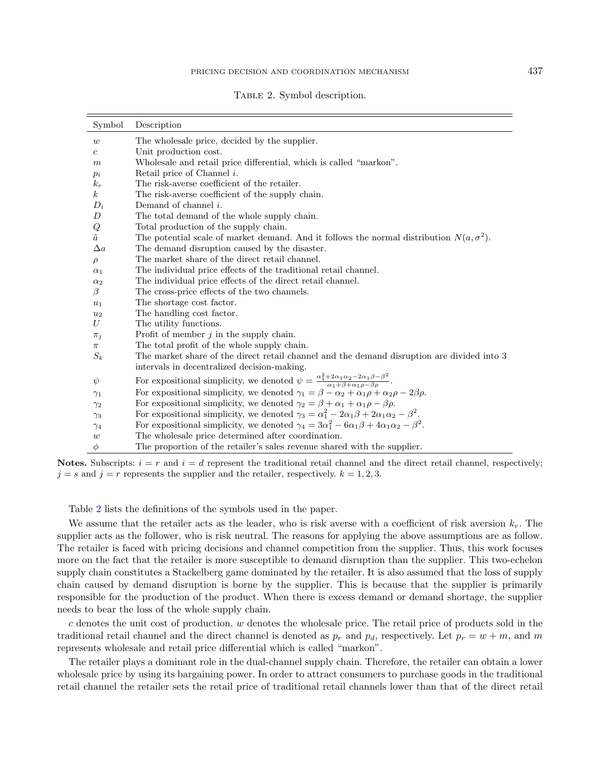Table 2. Symbol description.

| Symbol | Description |
|---|---|
| $w$ | The wholesale price, decided by the supplier. |
| $c$ | Unit production cost. |
| $m$ | Wholesale and retail price differential, which is called "markon". |
| $p_i$ | Retail price of Channel $i$. |
| $k_r$ | The risk-averse coefficient of the retailer. |
| $k$ | The risk-averse coefficient of the supply chain. |
| $D_i$ | Demand of channel $i$. |
| $D$ | The total demand of the whole supply chain. |
| $Q$ | Total production of the supply chain. |
| $\tilde{a}$ | The potential scale of market demand. And it follows the normal distribution $N(a, \sigma^2)$. |
| $\Delta a$ | The demand disruption caused by the disaster. |
| $\rho$ | The market share of the direct retail channel. |
| $\alpha_1$ | The individual price effects of the traditional retail channel. |
| $\alpha_2$ | The individual price effects of the direct retail channel. |
| $\beta$ | The cross-price effects of the two channels. |
| $u_1$ | The shortage cost factor. |
| $u_2$ | The handling cost factor. |
| $U$ | The utility functions. |
| $\pi_j$ | Profit of member $j$ in the supply chain. |
| $\pi$ | The total profit of the whole supply chain. |
| $S_k$ | The market share of the direct retail channel and the demand disruption are divided into 3 intervals in decentralized decision-making. |
| $\psi$ | For expositional simplicity, we denoted $\psi = \frac{\alpha_1^2+2\alpha_1\alpha_2-2\alpha_1\beta-\beta^2}{\alpha_1+\beta+\alpha_1\rho-\beta\rho}$. |
| $\gamma_1$ | For expositional simplicity, we denoted $\gamma_1 = \beta - \alpha_2 + \alpha_1\rho + \alpha_2\rho - 2\beta\rho$. |
| $\gamma_2$ | For expositional simplicity, we denoted $\gamma_2 = \beta + \alpha_1 + \alpha_1\rho - \beta\rho$. |
| $\gamma_3$ | For expositional simplicity, we denoted $\gamma_3 = \alpha_1^2 - 2\alpha_1\beta + 2\alpha_1\alpha_2 - \beta^2$. |
| $\gamma_4$ | For expositional simplicity, we denoted $\gamma_4 = 3\alpha_1^2 - 6\alpha_1\beta + 4\alpha_1\alpha_2 - \beta^2$. |
| $w$ | The wholesale price determined after coordination. |
| $\phi$ | The proportion of the retailer's sales revenue shared with the supplier. |

**Notes.** Subscripts: $i = r$ and $i = d$ represent the traditional retail channel and the direct retail channel, respectively; $j = s$ and $j = r$ represents the supplier and the retailer, respectively. $k = 1, 2, 3$.

Table 2 lists the definitions of the symbols used in the paper.

We assume that the retailer acts as the leader, who is risk averse with a coefficient of risk aversion $k_r$. The supplier acts as the follower, who is risk neutral. The reasons for applying the above assumptions are as follow. The retailer is faced with pricing decisions and channel competition from the supplier. Thus, this work focuses more on the fact that the retailer is more susceptible to demand disruption than the supplier. This two-echelon supply chain constitutes a Stackelberg game dominated by the retailer. It is also assumed that the loss of supply chain caused by demand disruption is borne by the supplier. This is because that the supplier is primarily responsible for the production of the product. When there is excess demand or demand shortage, the supplier needs to bear the loss of the whole supply chain.

$c$ denotes the unit cost of production. $w$ denotes the wholesale price. The retail price of products sold in the traditional retail channel and the direct channel is denoted as $p_r$ and $p_d$, respectively. Let $p_r = w + m$, and $m$ represents wholesale and retail price differential which is called "markon".

The retailer plays a dominant role in the dual-channel supply chain. Therefore, the retailer can obtain a lower wholesale price by using its bargaining power. In order to attract consumers to purchase goods in the traditional retail channel the retailer sets the retail price of traditional retail channels lower than that of the direct retail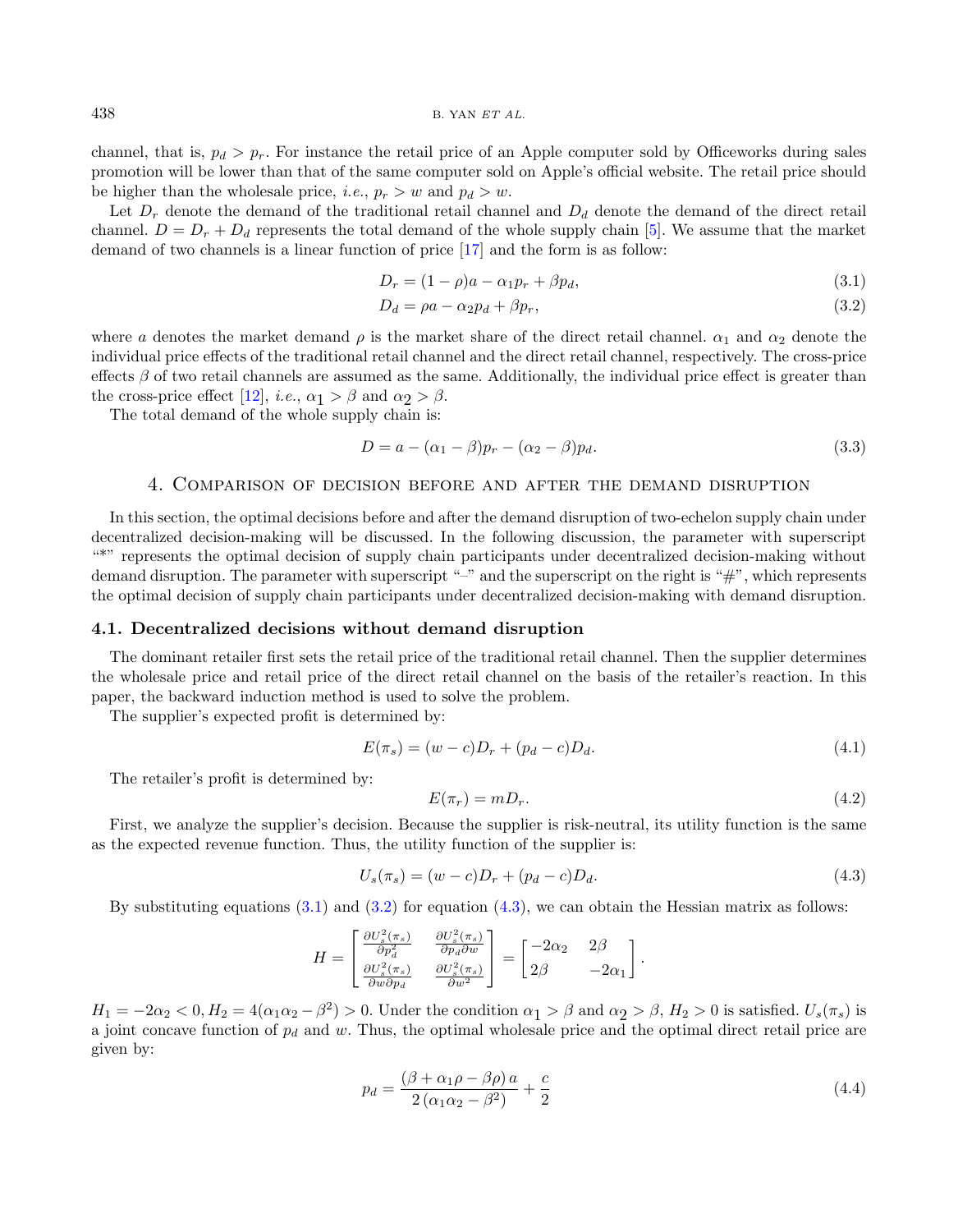channel, that is, $p_d > p_r$. For instance the retail price of an Apple computer sold by Officeworks during sales promotion will be lower than that of the same computer sold on Apple's official website. The retail price should be higher than the wholesale price, *i.e.*, $p_r > w$ and $p_d > w$.

Let $D_r$ denote the demand of the traditional retail channel and $D_d$ denote the demand of the direct retail channel. $D = D_r + D_d$ represents the total demand of the whole supply chain [5]. We assume that the market demand of two channels is a linear function of price [17] and the form is as follow:

$$D_r = (1-\rho)a - \alpha_1 p_r + \beta p_d, \tag{3.1}$$

$$D_d = \rho a - \alpha_2 p_d + \beta p_r, \tag{3.2}$$

where $a$ denotes the market demand $\rho$ is the market share of the direct retail channel. $\alpha_1$ and $\alpha_2$ denote the individual price effects of the traditional retail channel and the direct retail channel, respectively. The cross-price effects $\beta$ of two retail channels are assumed as the same. Additionally, the individual price effect is greater than the cross-price effect [12], *i.e.*, $\alpha_1 > \beta$ and $\alpha_2 > \beta$.

The total demand of the whole supply chain is:

$$D = a - (\alpha_1 - \beta)p_r - (\alpha_2 - \beta)p_d. \tag{3.3}$$

## 4. Comparison of decision before and after the demand disruption

In this section, the optimal decisions before and after the demand disruption of two-echelon supply chain under decentralized decision-making will be discussed. In the following discussion, the parameter with superscript "*" represents the optimal decision of supply chain participants under decentralized decision-making without demand disruption. The parameter with superscript "–" and the superscript on the right is "#", which represents the optimal decision of supply chain participants under decentralized decision-making with demand disruption.

### 4.1. Decentralized decisions without demand disruption

The dominant retailer first sets the retail price of the traditional retail channel. Then the supplier determines the wholesale price and retail price of the direct retail channel on the basis of the retailer's reaction. In this paper, the backward induction method is used to solve the problem.

The supplier's expected profit is determined by:

$$E(\pi_s) = (w-c)D_r + (p_d - c)D_d. \tag{4.1}$$

The retailer's profit is determined by:

$$E(\pi_r) = mD_r. \tag{4.2}$$

First, we analyze the supplier's decision. Because the supplier is risk-neutral, its utility function is the same as the expected revenue function. Thus, the utility function of the supplier is:

$$U_s(\pi_s) = (w-c)D_r + (p_d - c)D_d. \tag{4.3}$$

By substituting equations (3.1) and (3.2) for equation (4.3), we can obtain the Hessian matrix as follows:

$$H = \begin{bmatrix} \frac{\partial U_s^2(\pi_s)}{\partial p_d^2} & \frac{\partial U_s^2(\pi_s)}{\partial p_d \partial w} \\ \frac{\partial U_s^2(\pi_s)}{\partial w \partial p_d} & \frac{\partial U_s^2(\pi_s)}{\partial w^2} \end{bmatrix} = \begin{bmatrix} -2\alpha_2 & 2\beta \\ 2\beta & -2\alpha_1 \end{bmatrix}.$$

$H_1 = -2\alpha_2 < 0, H_2 = 4(\alpha_1\alpha_2 - \beta^2) > 0$. Under the condition $\alpha_1 > \beta$ and $\alpha_2 > \beta$, $H_2 > 0$ is satisfied. $U_s(\pi_s)$ is a joint concave function of $p_d$ and $w$. Thus, the optimal wholesale price and the optimal direct retail price are given by:

$$p_d = \frac{(\beta + \alpha_1\rho - \beta\rho)\, a}{2\,(\alpha_1\alpha_2 - \beta^2)} + \frac{c}{2} \tag{4.4}$$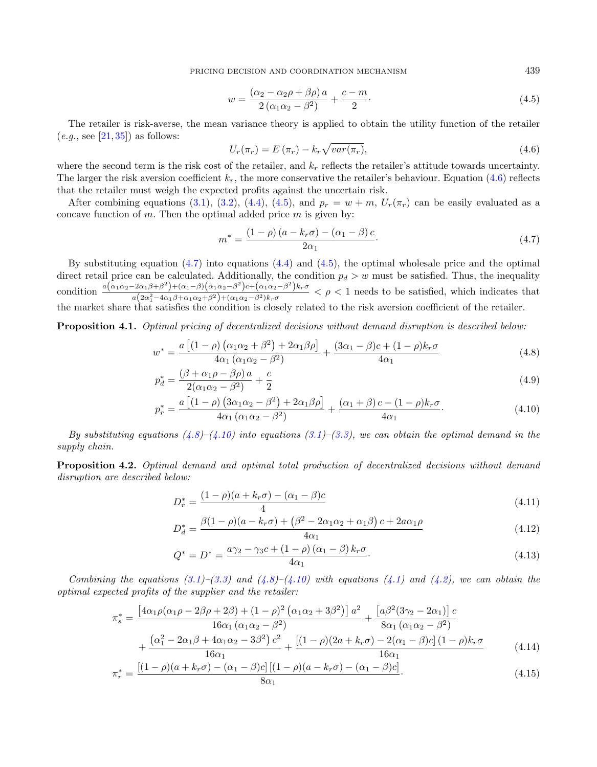$$w = \frac{(\alpha_2 - \alpha_2\rho + \beta\rho)\,a}{2\,(\alpha_1\alpha_2 - \beta^2)} + \frac{c-m}{2}\cdot \tag{4.5}$$

The retailer is risk-averse, the mean variance theory is applied to obtain the utility function of the retailer (*e.g.*, see [21,35]) as follows:

$$U_r(\pi_r) = E\,(\pi_r) - k_r\sqrt{var(\pi_r)}, \tag{4.6}$$

where the second term is the risk cost of the retailer, and $k_r$ reflects the retailer's attitude towards uncertainty. The larger the risk aversion coefficient $k_r$, the more conservative the retailer's behaviour. Equation (4.6) reflects that the retailer must weigh the expected profits against the uncertain risk.

After combining equations (3.1), (3.2), (4.4), (4.5), and $p_r = w + m$, $U_r(\pi_r)$ can be easily evaluated as a concave function of $m$. Then the optimal added price $m$ is given by:

$$m^* = \frac{(1-\rho)\,(a - k_r\sigma) - (\alpha_1 - \beta)\,c}{2\alpha_1}\cdot \tag{4.7}$$

By substituting equation (4.7) into equations (4.4) and (4.5), the optimal wholesale price and the optimal direct retail price can be calculated. Additionally, the condition $p_d > w$ must be satisfied. Thus, the inequality condition $\frac{a\left(\alpha_1\alpha_2 - 2\alpha_1\beta + \beta^2\right) + (\alpha_1 - \beta)\left(\alpha_1\alpha_2 - \beta^2\right)c + \left(\alpha_1\alpha_2 - \beta^2\right)k_r\sigma}{a\left(2\alpha_1^2 - 4\alpha_1\beta + \alpha_1\alpha_2 + \beta^2\right) + (\alpha_1\alpha_2 - \beta^2)k_r\sigma} < \rho < 1$ needs to be satisfied, which indicates that the market share that satisfies the condition is closely related to the risk aversion coefficient of the retailer.

**Proposition 4.1.** *Optimal pricing of decentralized decisions without demand disruption is described below:*

$$w^* = \frac{a\left[(1-\rho)\left(\alpha_1\alpha_2 + \beta^2\right) + 2\alpha_1\beta\rho\right]}{4\alpha_1\left(\alpha_1\alpha_2 - \beta^2\right)} + \frac{(3\alpha_1 - \beta)c + (1-\rho)k_r\sigma}{4\alpha_1} \tag{4.8}$$

$$p_d^* = \frac{(\beta + \alpha_1\rho - \beta\rho)\,a}{2(\alpha_1\alpha_2 - \beta^2)} + \frac{c}{2} \tag{4.9}$$

$$p_r^* = \frac{a\left[(1-\rho)\left(3\alpha_1\alpha_2 - \beta^2\right) + 2\alpha_1\beta\rho\right]}{4\alpha_1\left(\alpha_1\alpha_2 - \beta^2\right)} + \frac{(\alpha_1 + \beta)\,c - (1-\rho)k_r\sigma}{4\alpha_1}\cdot \tag{4.10}$$

*By substituting equations (4.8)–(4.10) into equations (3.1)–(3.3), we can obtain the optimal demand in the supply chain.*

**Proposition 4.2.** *Optimal demand and optimal total production of decentralized decisions without demand disruption are described below:*

$$D_r^* = \frac{(1-\rho)(a + k_r\sigma) - (\alpha_1 - \beta)c}{4} \tag{4.11}$$

$$D_d^* = \frac{\beta(1-\rho)(a - k_r\sigma) + \left(\beta^2 - 2\alpha_1\alpha_2 + \alpha_1\beta\right)c + 2a\alpha_1\rho}{4\alpha_1} \tag{4.12}$$

$$Q^* = D^* = \frac{a\gamma_2 - \gamma_3 c + (1-\rho)\left(\alpha_1 - \beta\right)k_r\sigma}{4\alpha_1}\cdot \tag{4.13}$$

*Combining the equations (3.1)–(3.3) and (4.8)–(4.10) with equations (4.1) and (4.2), we can obtain the optimal expected profits of the supplier and the retailer:*

$$\begin{aligned}
\pi_s^* = {} & \frac{\left[4\alpha_1\rho(\alpha_1\rho - 2\beta\rho + 2\beta) + (1-\rho)^2\left(\alpha_1\alpha_2 + 3\beta^2\right)\right]a^2}{16\alpha_1\left(\alpha_1\alpha_2 - \beta^2\right)} + \frac{\left[a\beta^2(3\gamma_2 - 2\alpha_1)\right]c}{8\alpha_1\left(\alpha_1\alpha_2 - \beta^2\right)} \\
& + \frac{\left(\alpha_1^2 - 2\alpha_1\beta + 4\alpha_1\alpha_2 - 3\beta^2\right)c^2}{16\alpha_1} + \frac{\left[(1-\rho)(2a + k_r\sigma) - 2(\alpha_1 - \beta)c\right](1-\rho)k_r\sigma}{16\alpha_1}
\end{aligned} \tag{4.14}$$

$$\pi_r^* = \frac{\left[(1-\rho)(a + k_r\sigma) - (\alpha_1 - \beta)c\right]\left[(1-\rho)(a - k_r\sigma) - (\alpha_1 - \beta)c\right]}{8\alpha_1}\cdot \tag{4.15}$$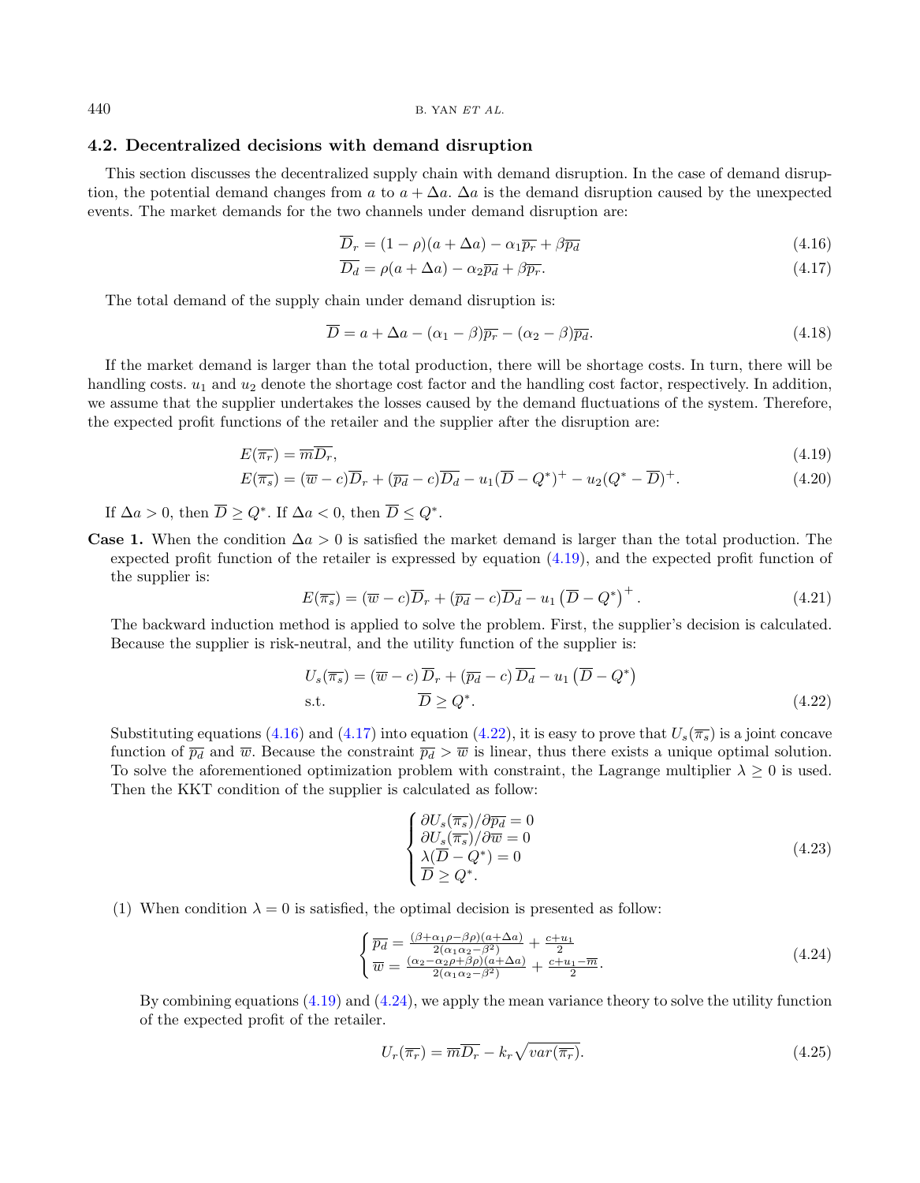### 4.2. Decentralized decisions with demand disruption

This section discusses the decentralized supply chain with demand disruption. In the case of demand disruption, the potential demand changes from $a$ to $a + \Delta a$. $\Delta a$ is the demand disruption caused by the unexpected events. The market demands for the two channels under demand disruption are:

$$\overline{D}_r = (1-\rho)(a+\Delta a) - \alpha_1 \overline{p_r} + \beta \overline{p_d} \tag{4.16}$$

$$\overline{D_d} = \rho(a+\Delta a) - \alpha_2 \overline{p_d} + \beta \overline{p_r}. \tag{4.17}$$

The total demand of the supply chain under demand disruption is:

$$\overline{D} = a + \Delta a - (\alpha_1 - \beta)\overline{p_r} - (\alpha_2 - \beta)\overline{p_d}. \tag{4.18}$$

If the market demand is larger than the total production, there will be shortage costs. In turn, there will be handling costs. $u_1$ and $u_2$ denote the shortage cost factor and the handling cost factor, respectively. In addition, we assume that the supplier undertakes the losses caused by the demand fluctuations of the system. Therefore, the expected profit functions of the retailer and the supplier after the disruption are:

$$E(\overline{\pi_r}) = \overline{m}\overline{D_r}, \tag{4.19}$$

$$E(\overline{\pi_s}) = (\overline{w} - c)\overline{D}_r + (\overline{p_d} - c)\overline{D_d} - u_1(\overline{D} - Q^*)^+ - u_2(Q^* - \overline{D})^+. \tag{4.20}$$

If $\Delta a > 0$, then $\overline{D} \geq Q^*$. If $\Delta a < 0$, then $\overline{D} \leq Q^*$.

**Case 1.** When the condition $\Delta a > 0$ is satisfied the market demand is larger than the total production. The expected profit function of the retailer is expressed by equation (4.19), and the expected profit function of the supplier is:

$$E(\overline{\pi_s}) = (\overline{w} - c)\overline{D}_r + (\overline{p_d} - c)\overline{D_d} - u_1\left(\overline{D} - Q^*\right)^+. \tag{4.21}$$

The backward induction method is applied to solve the problem. First, the supplier's decision is calculated. Because the supplier is risk-neutral, and the utility function of the supplier is:

$$U_s(\overline{\pi_s}) = (\overline{w} - c)\,\overline{D}_r + (\overline{p_d} - c)\,\overline{D_d} - u_1\left(\overline{D} - Q^*\right)$$
$$\text{s.t.} \qquad \overline{D} \geq Q^*. \tag{4.22}$$

Substituting equations (4.16) and (4.17) into equation (4.22), it is easy to prove that $U_s(\overline{\pi_s})$ is a joint concave function of $\overline{p_d}$ and $\overline{w}$. Because the constraint $\overline{p_d} > \overline{w}$ is linear, thus there exists a unique optimal solution. To solve the aforementioned optimization problem with constraint, the Lagrange multiplier $\lambda \geq 0$ is used. Then the KKT condition of the supplier is calculated as follow:

$$\begin{cases} \partial U_s(\overline{\pi_s})/\partial \overline{p_d} = 0 \\ \partial U_s(\overline{\pi_s})/\partial \overline{w} = 0 \\ \lambda(\overline{D} - Q^*) = 0 \\ \overline{D} \geq Q^*. \end{cases} \tag{4.23}$$

(1) When condition $\lambda = 0$ is satisfied, the optimal decision is presented as follow:

$$\begin{cases} \overline{p_d} = \frac{(\beta + \alpha_1\rho - \beta\rho)(a+\Delta a)}{2(\alpha_1\alpha_2 - \beta^2)} + \frac{c+u_1}{2} \\ \overline{w} = \frac{(\alpha_2 - \alpha_2\rho + \beta\rho)(a+\Delta a)}{2(\alpha_1\alpha_2 - \beta^2)} + \frac{c+u_1-\overline{m}}{2}. \end{cases} \tag{4.24}$$

By combining equations (4.19) and (4.24), we apply the mean variance theory to solve the utility function of the expected profit of the retailer.

$$U_r(\overline{\pi_r}) = \overline{m}\overline{D_r} - k_r\sqrt{var(\overline{\pi_r})}. \tag{4.25}$$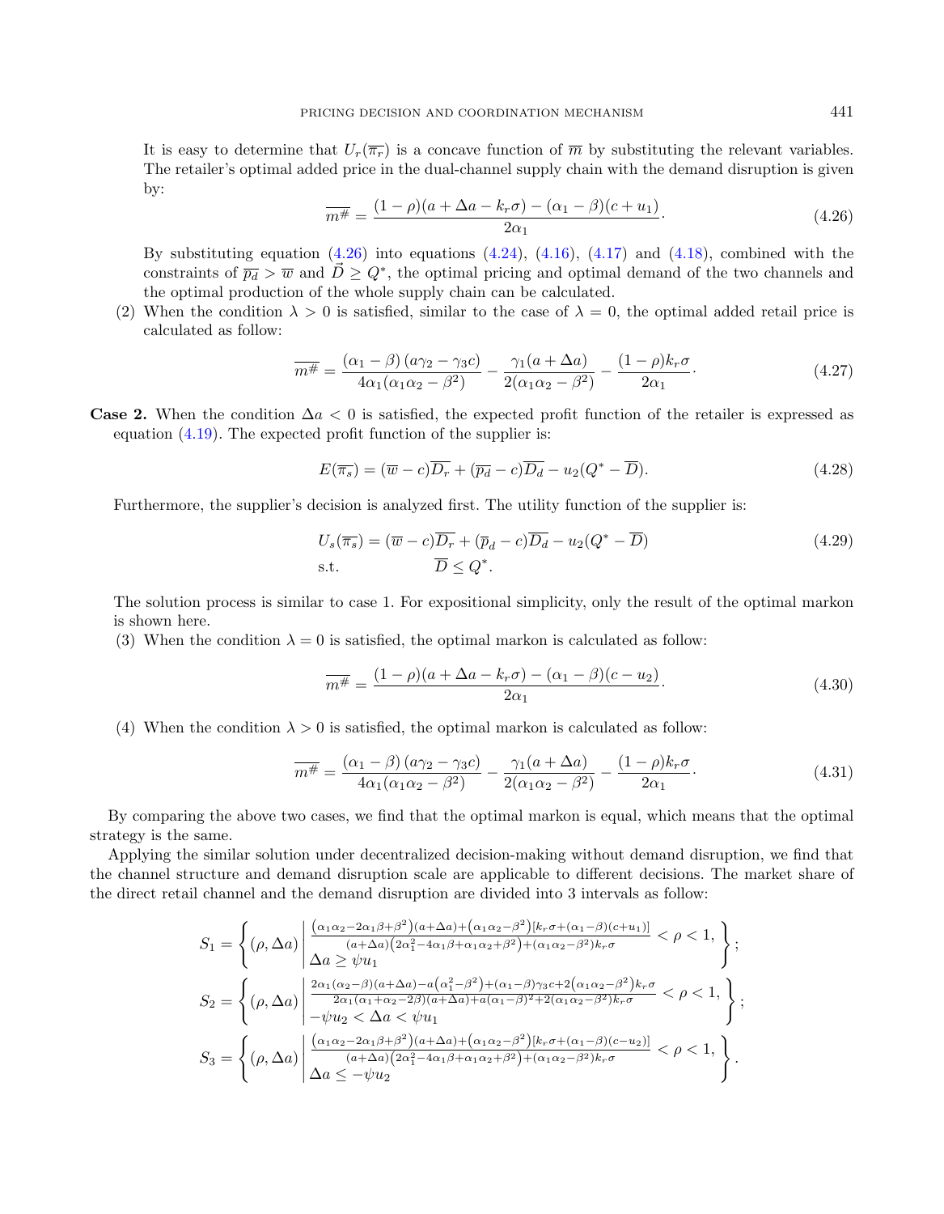It is easy to determine that $U_r(\overline{\pi_r})$ is a concave function of $\overline{m}$ by substituting the relevant variables. The retailer's optimal added price in the dual-channel supply chain with the demand disruption is given by:

$$\overline{m^{\#}} = \frac{(1-\rho)(a+\Delta a - k_r\sigma) - (\alpha_1 - \beta)(c+u_1)}{2\alpha_1}. \tag{4.26}$$

By substituting equation (4.26) into equations (4.24), (4.16), (4.17) and (4.18), combined with the constraints of $\overline{p_d} > \overline{w}$ and $\vec{D} \geq Q^*$, the optimal pricing and optimal demand of the two channels and the optimal production of the whole supply chain can be calculated.

(2) When the condition $\lambda > 0$ is satisfied, similar to the case of $\lambda = 0$, the optimal added retail price is calculated as follow:

$$\overline{m^{\#}} = \frac{(\alpha_1-\beta)(a\gamma_2 - \gamma_3 c)}{4\alpha_1(\alpha_1\alpha_2 - \beta^2)} - \frac{\gamma_1(a+\Delta a)}{2(\alpha_1\alpha_2-\beta^2)} - \frac{(1-\rho)k_r\sigma}{2\alpha_1}. \tag{4.27}$$

**Case 2.** When the condition $\Delta a < 0$ is satisfied, the expected profit function of the retailer is expressed as equation (4.19). The expected profit function of the supplier is:

$$E(\overline{\pi_s}) = (\overline{w} - c)\overline{D_r} + (\overline{p_d} - c)\overline{D_d} - u_2(Q^* - \overline{D}). \tag{4.28}$$

Furthermore, the supplier's decision is analyzed first. The utility function of the supplier is:

$$\begin{aligned} U_s(\overline{\pi_s}) &= (\overline{w} - c)\overline{D_r} + (\overline{p}_d - c)\overline{D_d} - u_2(Q^* - \overline{D}) \\ \text{s.t.} \quad & \overline{D} \leq Q^*. \end{aligned} \tag{4.29}$$

The solution process is similar to case 1. For expositional simplicity, only the result of the optimal markon is shown here.

(3) When the condition $\lambda = 0$ is satisfied, the optimal markon is calculated as follow:

$$\overline{m^{\#}} = \frac{(1-\rho)(a+\Delta a - k_r\sigma) - (\alpha_1 - \beta)(c-u_2)}{2\alpha_1}. \tag{4.30}$$

(4) When the condition $\lambda > 0$ is satisfied, the optimal markon is calculated as follow:

$$\overline{m^{\#}} = \frac{(\alpha_1-\beta)(a\gamma_2 - \gamma_3 c)}{4\alpha_1(\alpha_1\alpha_2 - \beta^2)} - \frac{\gamma_1(a+\Delta a)}{2(\alpha_1\alpha_2-\beta^2)} - \frac{(1-\rho)k_r\sigma}{2\alpha_1}. \tag{4.31}$$

By comparing the above two cases, we find that the optimal markon is equal, which means that the optimal strategy is the same.

Applying the similar solution under decentralized decision-making without demand disruption, we find that the channel structure and demand disruption scale are applicable to different decisions. The market share of the direct retail channel and the demand disruption are divided into 3 intervals as follow:

$$S_1 = \left\{ (\rho, \Delta a) \,\middle|\, \begin{array}{l} \frac{(\alpha_1\alpha_2 - 2\alpha_1\beta + \beta^2)(a+\Delta a) + (\alpha_1\alpha_2 - \beta^2)[k_r\sigma + (\alpha_1-\beta)(c+u_1)]}{(a+\Delta a)(2\alpha_1^2 - 4\alpha_1\beta + \alpha_1\alpha_2 + \beta^2) + (\alpha_1\alpha_2-\beta^2)k_r\sigma} < \rho < 1, \\ \Delta a \geq \psi u_1 \end{array} \right\};$$

$$S_2 = \left\{ (\rho, \Delta a) \,\middle|\, \begin{array}{l} \frac{2\alpha_1(\alpha_2-\beta)(a+\Delta a) - a(\alpha_1^2-\beta^2) + (\alpha_1-\beta)\gamma_3 c + 2(\alpha_1\alpha_2-\beta^2)k_r\sigma}{2\alpha_1(\alpha_1+\alpha_2-2\beta)(a+\Delta a) + a(\alpha_1-\beta)^2 + 2(\alpha_1\alpha_2-\beta^2)k_r\sigma} < \rho < 1, \\ -\psi u_2 < \Delta a < \psi u_1 \end{array} \right\};$$

$$S_3 = \left\{ (\rho, \Delta a) \,\middle|\, \begin{array}{l} \frac{(\alpha_1\alpha_2 - 2\alpha_1\beta + \beta^2)(a+\Delta a) + (\alpha_1\alpha_2 - \beta^2)[k_r\sigma + (\alpha_1-\beta)(c-u_2)]}{(a+\Delta a)(2\alpha_1^2 - 4\alpha_1\beta + \alpha_1\alpha_2 + \beta^2) + (\alpha_1\alpha_2-\beta^2)k_r\sigma} < \rho < 1, \\ \Delta a \leq -\psi u_2 \end{array} \right\}.$$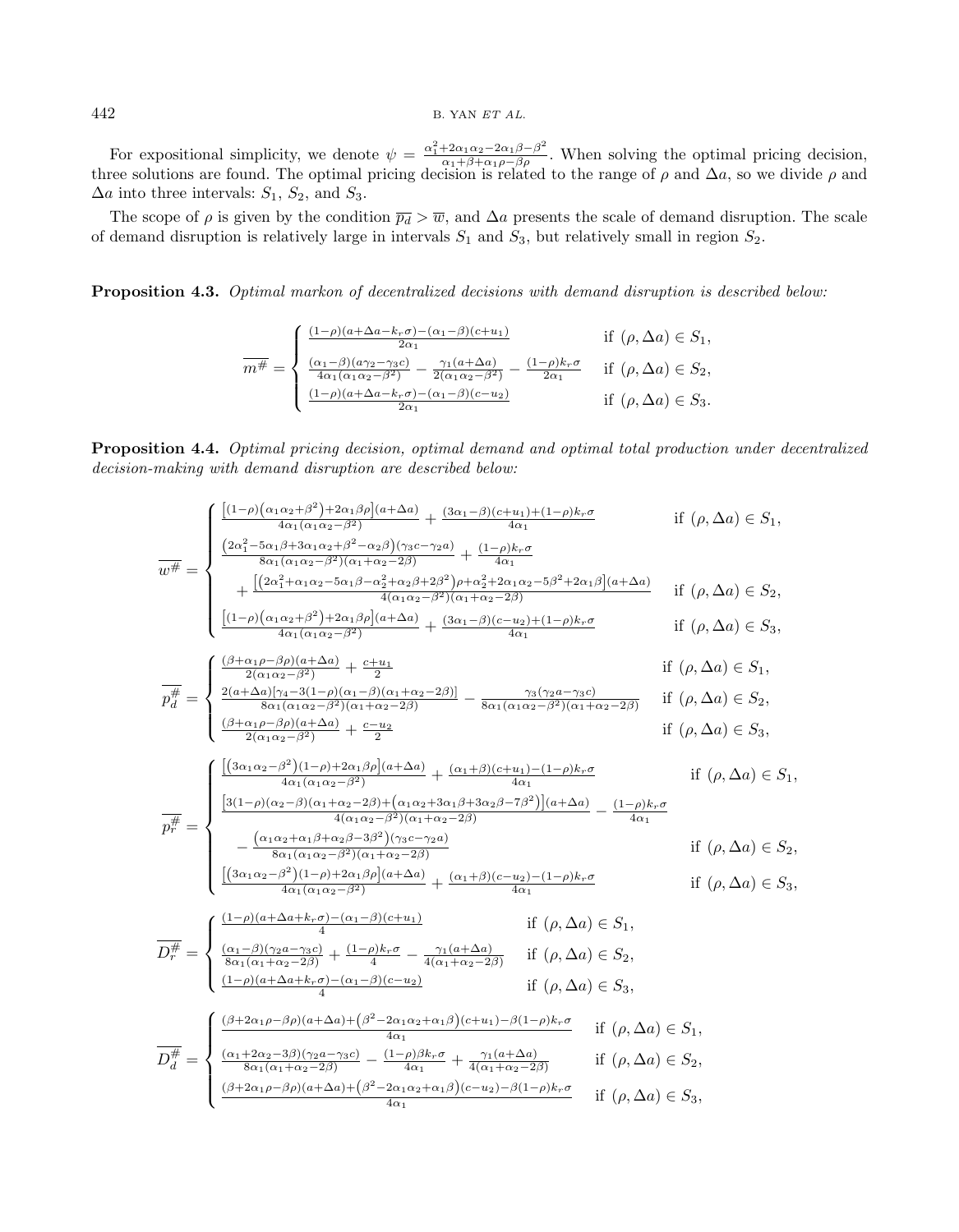For expositional simplicity, we denote $\psi = \frac{\alpha_1^2+2\alpha_1\alpha_2-2\alpha_1\beta-\beta^2}{\alpha_1+\beta+\alpha_1\rho-\beta\rho}$. When solving the optimal pricing decision, three solutions are found. The optimal pricing decision is related to the range of $\rho$ and $\Delta a$, so we divide $\rho$ and $\Delta a$ into three intervals: $S_1$, $S_2$, and $S_3$.

The scope of $\rho$ is given by the condition $\overline{p_d} > \overline{w}$, and $\Delta a$ presents the scale of demand disruption. The scale of demand disruption is relatively large in intervals $S_1$ and $S_3$, but relatively small in region $S_2$.

**Proposition 4.3.** *Optimal markon of decentralized decisions with demand disruption is described below:*

$$\overline{m^{\#}} = \begin{cases} \frac{(1-\rho)(a+\Delta a-k_r\sigma)-(\alpha_1-\beta)(c+u_1)}{2\alpha_1} & \text{if } (\rho,\Delta a)\in S_1, \\ \frac{(\alpha_1-\beta)(a\gamma_2-\gamma_3 c)}{4\alpha_1(\alpha_1\alpha_2-\beta^2)} - \frac{\gamma_1(a+\Delta a)}{2(\alpha_1\alpha_2-\beta^2)} - \frac{(1-\rho)k_r\sigma}{2\alpha_1} & \text{if } (\rho,\Delta a)\in S_2, \\ \frac{(1-\rho)(a+\Delta a-k_r\sigma)-(\alpha_1-\beta)(c-u_2)}{2\alpha_1} & \text{if } (\rho,\Delta a)\in S_3. \end{cases}$$

**Proposition 4.4.** *Optimal pricing decision, optimal demand and optimal total production under decentralized decision-making with demand disruption are described below:*

$$\overline{w^{\#}} = \begin{cases} \frac{\left[(1-\rho)\left(\alpha_1\alpha_2+\beta^2\right)+2\alpha_1\beta\rho\right](a+\Delta a)}{4\alpha_1(\alpha_1\alpha_2-\beta^2)} + \frac{(3\alpha_1-\beta)(c+u_1)+(1-\rho)k_r\sigma}{4\alpha_1} & \text{if } (\rho,\Delta a)\in S_1, \\ \frac{\left(2\alpha_1^2-5\alpha_1\beta+3\alpha_1\alpha_2+\beta^2-\alpha_2\beta\right)(\gamma_3 c-\gamma_2 a)}{8\alpha_1(\alpha_1\alpha_2-\beta^2)(\alpha_1+\alpha_2-2\beta)} + \frac{(1-\rho)k_r\sigma}{4\alpha_1} & \\ \quad + \frac{\left[\left(2\alpha_1^2+\alpha_1\alpha_2-5\alpha_1\beta-\alpha_2^2+\alpha_2\beta+2\beta^2\right)\rho+\alpha_2^2+2\alpha_1\alpha_2-5\beta^2+2\alpha_1\beta\right](a+\Delta a)}{4(\alpha_1\alpha_2-\beta^2)(\alpha_1+\alpha_2-2\beta)} & \text{if } (\rho,\Delta a)\in S_2, \\ \frac{\left[(1-\rho)\left(\alpha_1\alpha_2+\beta^2\right)+2\alpha_1\beta\rho\right](a+\Delta a)}{4\alpha_1(\alpha_1\alpha_2-\beta^2)} + \frac{(3\alpha_1-\beta)(c-u_2)+(1-\rho)k_r\sigma}{4\alpha_1} & \text{if } (\rho,\Delta a)\in S_3, \end{cases}$$

$$\overline{p_d^{\#}} = \begin{cases} \frac{(\beta+\alpha_1\rho-\beta\rho)(a+\Delta a)}{2(\alpha_1\alpha_2-\beta^2)} + \frac{c+u_1}{2} & \text{if } (\rho,\Delta a)\in S_1, \\ \frac{2(a+\Delta a)\left[\gamma_4-3(1-\rho)(\alpha_1-\beta)(\alpha_1+\alpha_2-2\beta)\right]}{8\alpha_1(\alpha_1\alpha_2-\beta^2)(\alpha_1+\alpha_2-2\beta)} - \frac{\gamma_3(\gamma_2 a-\gamma_3 c)}{8\alpha_1(\alpha_1\alpha_2-\beta^2)(\alpha_1+\alpha_2-2\beta)} & \text{if } (\rho,\Delta a)\in S_2, \\ \frac{(\beta+\alpha_1\rho-\beta\rho)(a+\Delta a)}{2(\alpha_1\alpha_2-\beta^2)} + \frac{c-u_2}{2} & \text{if } (\rho,\Delta a)\in S_3, \end{cases}$$

$$\overline{p_r^{\#}} = \begin{cases} \frac{\left[\left(3\alpha_1\alpha_2-\beta^2\right)(1-\rho)+2\alpha_1\beta\rho\right](a+\Delta a)}{4\alpha_1(\alpha_1\alpha_2-\beta^2)} + \frac{(\alpha_1+\beta)(c+u_1)-(1-\rho)k_r\sigma}{4\alpha_1} & \text{if } (\rho,\Delta a)\in S_1, \\ \frac{\left[3(1-\rho)(\alpha_2-\beta)(\alpha_1+\alpha_2-2\beta)+\left(\alpha_1\alpha_2+3\alpha_1\beta+3\alpha_2\beta-7\beta^2\right)\right](a+\Delta a)}{4(\alpha_1\alpha_2-\beta^2)(\alpha_1+\alpha_2-2\beta)} - \frac{(1-\rho)k_r\sigma}{4\alpha_1} & \\ \quad - \frac{\left(\alpha_1\alpha_2+\alpha_1\beta+\alpha_2\beta-3\beta^2\right)(\gamma_3 c-\gamma_2 a)}{8\alpha_1(\alpha_1\alpha_2-\beta^2)(\alpha_1+\alpha_2-2\beta)} & \text{if } (\rho,\Delta a)\in S_2, \\ \frac{\left[\left(3\alpha_1\alpha_2-\beta^2\right)(1-\rho)+2\alpha_1\beta\rho\right](a+\Delta a)}{4\alpha_1(\alpha_1\alpha_2-\beta^2)} + \frac{(\alpha_1+\beta)(c-u_2)-(1-\rho)k_r\sigma}{4\alpha_1} & \text{if } (\rho,\Delta a)\in S_3, \end{cases}$$

$$\overline{D_r^{\#}} = \begin{cases} \frac{(1-\rho)(a+\Delta a+k_r\sigma)-(\alpha_1-\beta)(c+u_1)}{4} & \text{if } (\rho,\Delta a)\in S_1, \\ \frac{(\alpha_1-\beta)(\gamma_2 a-\gamma_3 c)}{8\alpha_1(\alpha_1+\alpha_2-2\beta)} + \frac{(1-\rho)k_r\sigma}{4} - \frac{\gamma_1(a+\Delta a)}{4(\alpha_1+\alpha_2-2\beta)} & \text{if } (\rho,\Delta a)\in S_2, \\ \frac{(1-\rho)(a+\Delta a+k_r\sigma)-(\alpha_1-\beta)(c-u_2)}{4} & \text{if } (\rho,\Delta a)\in S_3, \end{cases}$$

$$\overline{D_d^{\#}} = \begin{cases} \frac{(\beta+2\alpha_1\rho-\beta\rho)(a+\Delta a)+\left(\beta^2-2\alpha_1\alpha_2+\alpha_1\beta\right)(c+u_1)-\beta(1-\rho)k_r\sigma}{4\alpha_1} & \text{if } (\rho,\Delta a)\in S_1, \\ \frac{(\alpha_1+2\alpha_2-3\beta)(\gamma_2 a-\gamma_3 c)}{8\alpha_1(\alpha_1+\alpha_2-2\beta)} - \frac{(1-\rho)\beta k_r\sigma}{4\alpha_1} + \frac{\gamma_1(a+\Delta a)}{4(\alpha_1+\alpha_2-2\beta)} & \text{if } (\rho,\Delta a)\in S_2, \\ \frac{(\beta+2\alpha_1\rho-\beta\rho)(a+\Delta a)+\left(\beta^2-2\alpha_1\alpha_2+\alpha_1\beta\right)(c-u_2)-\beta(1-\rho)k_r\sigma}{4\alpha_1} & \text{if } (\rho,\Delta a)\in S_3, \end{cases}$$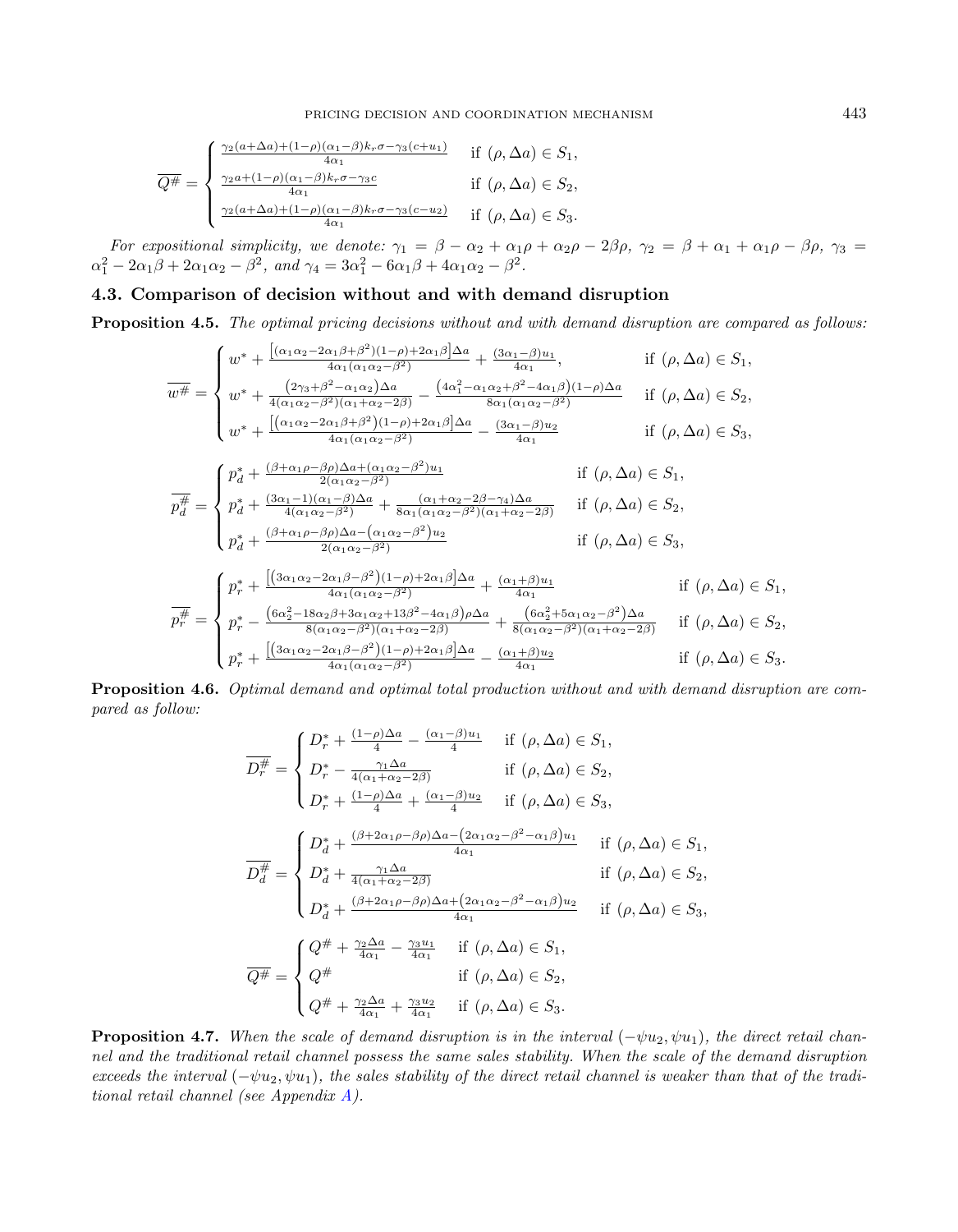$$
\overline{Q^{\#}} = \begin{cases} \frac{\gamma_2(a+\Delta a)+(1-\rho)(\alpha_1-\beta)k_r\sigma-\gamma_3(c+u_1)}{4\alpha_1} & \text{if } (\rho,\Delta a)\in S_1, \\ \frac{\gamma_2 a+(1-\rho)(\alpha_1-\beta)k_r\sigma-\gamma_3 c}{4\alpha_1} & \text{if } (\rho,\Delta a)\in S_2, \\ \frac{\gamma_2(a+\Delta a)+(1-\rho)(\alpha_1-\beta)k_r\sigma-\gamma_3(c-u_2)}{4\alpha_1} & \text{if } (\rho,\Delta a)\in S_3. \end{cases}
$$

*For expositional simplicity, we denote:* $\gamma_1 = \beta - \alpha_2 + \alpha_1\rho + \alpha_2\rho - 2\beta\rho$, $\gamma_2 = \beta + \alpha_1 + \alpha_1\rho - \beta\rho$, $\gamma_3 = \alpha_1^2 - 2\alpha_1\beta + 2\alpha_1\alpha_2 - \beta^2$, *and* $\gamma_4 = 3\alpha_1^2 - 6\alpha_1\beta + 4\alpha_1\alpha_2 - \beta^2$.

## 4.3. Comparison of decision without and with demand disruption

**Proposition 4.5.** *The optimal pricing decisions without and with demand disruption are compared as follows:*

$$
\overline{w^{\#}} = \begin{cases} w^* + \frac{\left[(\alpha_1\alpha_2-2\alpha_1\beta+\beta^2)(1-\rho)+2\alpha_1\beta\right]\Delta a}{4\alpha_1(\alpha_1\alpha_2-\beta^2)} + \frac{(3\alpha_1-\beta)u_1}{4\alpha_1}, & \text{if } (\rho,\Delta a)\in S_1, \\ w^* + \frac{\left(2\gamma_3+\beta^2-\alpha_1\alpha_2\right)\Delta a}{4(\alpha_1\alpha_2-\beta^2)(\alpha_1+\alpha_2-2\beta)} - \frac{\left(4\alpha_1^2-\alpha_1\alpha_2+\beta^2-4\alpha_1\beta\right)(1-\rho)\Delta a}{8\alpha_1(\alpha_1\alpha_2-\beta^2)} & \text{if } (\rho,\Delta a)\in S_2, \\ w^* + \frac{\left[(\alpha_1\alpha_2-2\alpha_1\beta+\beta^2)(1-\rho)+2\alpha_1\beta\right]\Delta a}{4\alpha_1(\alpha_1\alpha_2-\beta^2)} - \frac{(3\alpha_1-\beta)u_2}{4\alpha_1} & \text{if } (\rho,\Delta a)\in S_3, \end{cases}
$$

$$
\overline{p_d^{\#}} = \begin{cases} p_d^* + \frac{(\beta+\alpha_1\rho-\beta\rho)\Delta a+(\alpha_1\alpha_2-\beta^2)u_1}{2(\alpha_1\alpha_2-\beta^2)} & \text{if } (\rho,\Delta a)\in S_1, \\ p_d^* + \frac{(3\alpha_1-1)(\alpha_1-\beta)\Delta a}{4(\alpha_1\alpha_2-\beta^2)} + \frac{(\alpha_1+\alpha_2-2\beta-\gamma_4)\Delta a}{8\alpha_1(\alpha_1\alpha_2-\beta^2)(\alpha_1+\alpha_2-2\beta)} & \text{if } (\rho,\Delta a)\in S_2, \\ p_d^* + \frac{(\beta+\alpha_1\rho-\beta\rho)\Delta a-\left(\alpha_1\alpha_2-\beta^2\right)u_2}{2(\alpha_1\alpha_2-\beta^2)} & \text{if } (\rho,\Delta a)\in S_3, \end{cases}
$$

$$
\overline{p_r^{\#}} = \begin{cases} p_r^* + \frac{\left[(3\alpha_1\alpha_2-2\alpha_1\beta-\beta^2)(1-\rho)+2\alpha_1\beta\right]\Delta a}{4\alpha_1(\alpha_1\alpha_2-\beta^2)} + \frac{(\alpha_1+\beta)u_1}{4\alpha_1} & \text{if } (\rho,\Delta a)\in S_1, \\ p_r^* - \frac{\left(6\alpha_2^2-18\alpha_2\beta+3\alpha_1\alpha_2+13\beta^2-4\alpha_1\beta\right)\rho\Delta a}{8(\alpha_1\alpha_2-\beta^2)(\alpha_1+\alpha_2-2\beta)} + \frac{\left(6\alpha_2^2+5\alpha_1\alpha_2-\beta^2\right)\Delta a}{8(\alpha_1\alpha_2-\beta^2)(\alpha_1+\alpha_2-2\beta)} & \text{if } (\rho,\Delta a)\in S_2, \\ p_r^* + \frac{\left[(3\alpha_1\alpha_2-2\alpha_1\beta-\beta^2)(1-\rho)+2\alpha_1\beta\right]\Delta a}{4\alpha_1(\alpha_1\alpha_2-\beta^2)} - \frac{(\alpha_1+\beta)u_2}{4\alpha_1} & \text{if } (\rho,\Delta a)\in S_3. \end{cases}
$$

**Proposition 4.6.** *Optimal demand and optimal total production without and with demand disruption are compared as follow:*

$$
\overline{D_r^{\#}} = \begin{cases} D_r^* + \frac{(1-\rho)\Delta a}{4} - \frac{(\alpha_1-\beta)u_1}{4} & \text{if } (\rho,\Delta a)\in S_1, \\ D_r^* - \frac{\gamma_1\Delta a}{4(\alpha_1+\alpha_2-2\beta)} & \text{if } (\rho,\Delta a)\in S_2, \\ D_r^* + \frac{(1-\rho)\Delta a}{4} + \frac{(\alpha_1-\beta)u_2}{4} & \text{if } (\rho,\Delta a)\in S_3, \end{cases}
$$

$$
\overline{D_d^{\#}} = \begin{cases} D_d^* + \frac{(\beta+2\alpha_1\rho-\beta\rho)\Delta a-\left(2\alpha_1\alpha_2-\beta^2-\alpha_1\beta\right)u_1}{4\alpha_1} & \text{if } (\rho,\Delta a)\in S_1, \\ D_d^* + \frac{\gamma_1\Delta a}{4(\alpha_1+\alpha_2-2\beta)} & \text{if } (\rho,\Delta a)\in S_2, \\ D_d^* + \frac{(\beta+2\alpha_1\rho-\beta\rho)\Delta a+\left(2\alpha_1\alpha_2-\beta^2-\alpha_1\beta\right)u_2}{4\alpha_1} & \text{if } (\rho,\Delta a)\in S_3, \end{cases}
$$

$$
\overline{Q^{\#}} = \begin{cases} Q^{\#} + \frac{\gamma_2\Delta a}{4\alpha_1} - \frac{\gamma_3 u_1}{4\alpha_1} & \text{if } (\rho,\Delta a)\in S_1, \\ Q^{\#} & \text{if } (\rho,\Delta a)\in S_2, \\ Q^{\#} + \frac{\gamma_2\Delta a}{4\alpha_1} + \frac{\gamma_3 u_2}{4\alpha_1} & \text{if } (\rho,\Delta a)\in S_3. \end{cases}
$$

**Proposition 4.7.** *When the scale of demand disruption is in the interval* $(-\psi u_2, \psi u_1)$*, the direct retail channel and the traditional retail channel possess the same sales stability. When the scale of the demand disruption exceeds the interval* $(-\psi u_2, \psi u_1)$*, the sales stability of the direct retail channel is weaker than that of the traditional retail channel (see Appendix A).*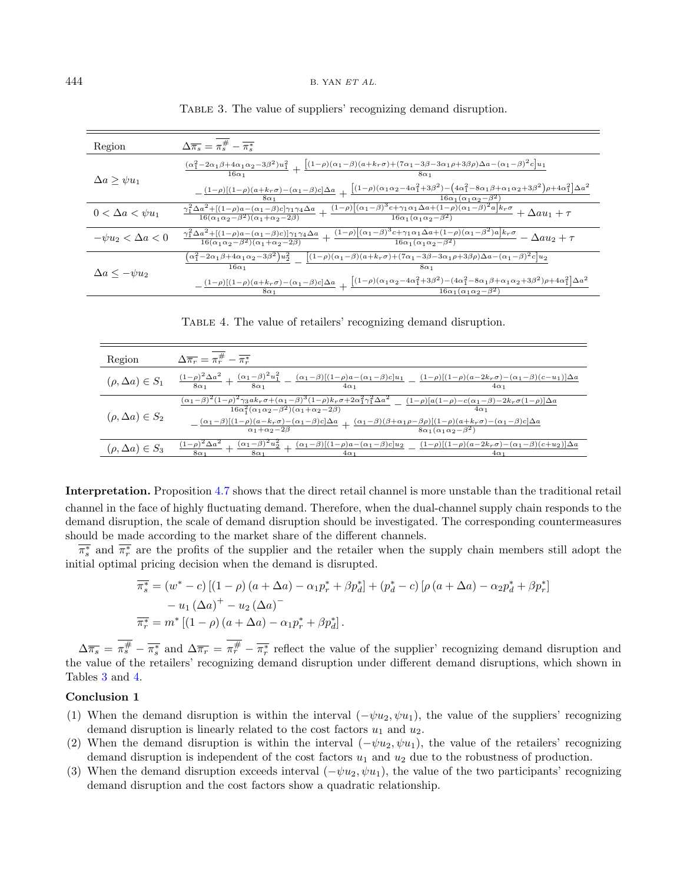Table 3. The value of suppliers' recognizing demand disruption.

| Region | $\Delta\overline{\pi_s} = \overline{\pi_s^{\#}} - \overline{\pi_s^{*}}$ |
|---|---|
| $\Delta a \geq \psi u_1$ | $\frac{(\alpha_1^2-2\alpha_1\beta+4\alpha_1\alpha_2-3\beta^2)u_1^2}{16\alpha_1} + \frac{\left[(1-\rho)(\alpha_1-\beta)(a+k_r\sigma)+(7\alpha_1-3\beta-3\alpha_1\rho+3\beta\rho)\Delta a-(\alpha_1-\beta)^2c\right]u_1}{8\alpha_1}$ $-\frac{(1-\rho)[(1-\rho)(a+k_r\sigma)-(\alpha_1-\beta)c]\Delta a}{8\alpha_1} + \frac{\left[(1-\rho)(\alpha_1\alpha_2-4\alpha_1^2+3\beta^2)-\left(4\alpha_1^2-8\alpha_1\beta+\alpha_1\alpha_2+3\beta^2\right)\rho+4\alpha_1^2\right]\Delta a^2}{16\alpha_1(\alpha_1\alpha_2-\beta^2)}$ |
| $0 < \Delta a < \psi u_1$ | $\frac{\gamma_1^2\Delta a^2+[(1-\rho)a-(\alpha_1-\beta)c]\gamma_1\gamma_4\Delta a}{16(\alpha_1\alpha_2-\beta^2)(\alpha_1+\alpha_2-2\beta)} + \frac{(1-\rho)\left[(\alpha_1-\beta)^3c+\gamma_1\alpha_1\Delta a+(1-\rho)(\alpha_1-\beta)^2a\right]k_r\sigma}{16\alpha_1(\alpha_1\alpha_2-\beta^2)} + \Delta a u_1 + \tau$ |
| $-\psi u_2 < \Delta a < 0$ | $\frac{\gamma_1^2\Delta a^2+[(1-\rho)a-(\alpha_1-\beta)c)]\gamma_1\gamma_4\Delta a}{16(\alpha_1\alpha_2-\beta^2)(\alpha_1+\alpha_2-2\beta)} + \frac{(1-\rho)\left[(\alpha_1-\beta)^3c+\gamma_1\alpha_1\Delta a+(1-\rho)(\alpha_1-\beta)^2a\right]k_r\sigma}{16\alpha_1(\alpha_1\alpha_2-\beta^2)} - \Delta a u_2 + \tau$ |
| $\Delta a \leq -\psi u_2$ | $\frac{\left(\alpha_1^2-2\alpha_1\beta+4\alpha_1\alpha_2-3\beta^2\right)u_2^2}{16\alpha_1} - \frac{\left[(1-\rho)(\alpha_1-\beta)(a+k_r\sigma)+(7\alpha_1-3\beta-3\alpha_1\rho+3\beta\rho)\Delta a-(\alpha_1-\beta)^2c\right]u_2}{8\alpha_1}$ $-\frac{(1-\rho)[(1-\rho)(a+k_r\sigma)-(\alpha_1-\beta)c]\Delta a}{8\alpha_1} + \frac{\left[(1-\rho)(\alpha_1\alpha_2-4\alpha_1^2+3\beta^2)-(4\alpha_1^2-8\alpha_1\beta+\alpha_1\alpha_2+3\beta^2)\rho+4\alpha_1^2\right]\Delta a^2}{16\alpha_1(\alpha_1\alpha_2-\beta^2)}$ |

Table 4. The value of retailers' recognizing demand disruption.

| Region | $\Delta\overline{\pi_r} = \overline{\pi_r^{\#}} - \overline{\pi_r^{*}}$ |
|---|---|
| $(\rho, \Delta a) \in S_1$ | $\frac{(1-\rho)^2\Delta a^2}{8\alpha_1} + \frac{(\alpha_1-\beta)^2u_1^2}{8\alpha_1} - \frac{(\alpha_1-\beta)[(1-\rho)a-(\alpha_1-\beta)c]u_1}{4\alpha_1} - \frac{(1-\rho)[(1-\rho)(a-2k_r\sigma)-(\alpha_1-\beta)(c-u_1)]\Delta a}{4\alpha_1}$ |
| $(\rho, \Delta a) \in S_2$ | $\frac{(\alpha_1-\beta)^2(1-\rho)^2\gamma_3 a k_r\sigma+(\alpha_1-\beta)^3(1-\rho)k_r\sigma+2\alpha_1^2\gamma_1^2\Delta a^2}{16\alpha_1^2(\alpha_1\alpha_2-\beta^2)(\alpha_1+\alpha_2-2\beta)} - \frac{(1-\rho)[a(1-\rho)-c(\alpha_1-\beta)-2k_r\sigma(1-\rho)]\Delta a}{4\alpha_1}$ $-\frac{(\alpha_1-\beta)[(1-\rho)(a-k_r\sigma)-(\alpha_1-\beta)c]\Delta a}{\alpha_1+\alpha_2-2\beta} + \frac{(\alpha_1-\beta)(\beta+\alpha_1\rho-\beta\rho)[(1-\rho)(a+k_r\sigma)-(\alpha_1-\beta)c]\Delta a}{8\alpha_1(\alpha_1\alpha_2-\beta^2)}$ |
| $(\rho, \Delta a) \in S_3$ | $\frac{(1-\rho)^2\Delta a^2}{8\alpha_1} + \frac{(\alpha_1-\beta)^2u_2^2}{8\alpha_1} + \frac{(\alpha_1-\beta)[(1-\rho)a-(\alpha_1-\beta)c]u_2}{4\alpha_1} - \frac{(1-\rho)[(1-\rho)(a-2k_r\sigma)-(\alpha_1-\beta)(c+u_2)]\Delta a}{4\alpha_1}$ |

**Interpretation.** Proposition 4.7 shows that the direct retail channel is more unstable than the traditional retail channel in the face of highly fluctuating demand. Therefore, when the dual-channel supply chain responds to the demand disruption, the scale of demand disruption should be investigated. The corresponding countermeasures should be made according to the market share of the different channels.

$\overline{\pi_s^*}$ and $\overline{\pi_r^*}$ are the profits of the supplier and the retailer when the supply chain members still adopt the initial optimal pricing decision when the demand is disrupted.

$$\begin{aligned}
\overline{\pi_s^*} &= (w^* - c)\left[(1-\rho)(a+\Delta a) - \alpha_1 p_r^* + \beta p_d^*\right] + (p_d^* - c)\left[\rho(a+\Delta a) - \alpha_2 p_d^* + \beta p_r^*\right] \\
&\quad - u_1(\Delta a)^+ - u_2(\Delta a)^- \\
\overline{\pi_r^*} &= m^*\left[(1-\rho)(a+\Delta a) - \alpha_1 p_r^* + \beta p_d^*\right].
\end{aligned}$$

$\Delta\overline{\pi_s} = \overline{\pi_s^{\#}} - \overline{\pi_s^*}$ and $\Delta\overline{\pi_r} = \overline{\pi_r^{\#}} - \overline{\pi_r^*}$ reflect the value of the supplier' recognizing demand disruption and the value of the retailers' recognizing demand disruption under different demand disruptions, which shown in Tables 3 and 4.

### Conclusion 1

(1) When the demand disruption is within the interval $(-\psi u_2, \psi u_1)$, the value of the suppliers' recognizing demand disruption is linearly related to the cost factors $u_1$ and $u_2$.
(2) When the demand disruption is within the interval $(-\psi u_2, \psi u_1)$, the value of the retailers' recognizing demand disruption is independent of the cost factors $u_1$ and $u_2$ due to the robustness of production.
(3) When the demand disruption exceeds interval $(-\psi u_2, \psi u_1)$, the value of the two participants' recognizing demand disruption and the cost factors show a quadratic relationship.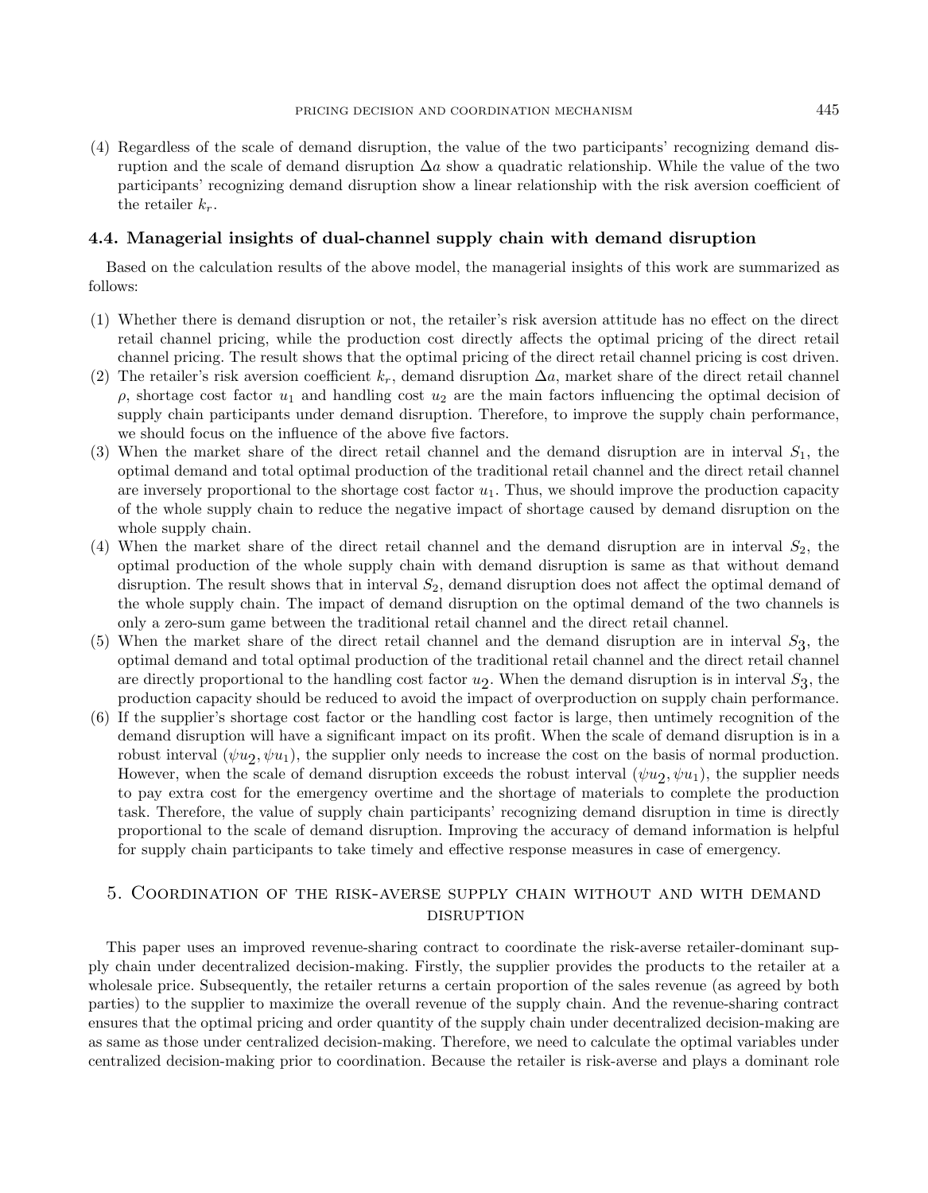(4) Regardless of the scale of demand disruption, the value of the two participants' recognizing demand disruption and the scale of demand disruption $\Delta a$ show a quadratic relationship. While the value of the two participants' recognizing demand disruption show a linear relationship with the risk aversion coefficient of the retailer $k_r$.

### 4.4. Managerial insights of dual-channel supply chain with demand disruption

Based on the calculation results of the above model, the managerial insights of this work are summarized as follows:

(1) Whether there is demand disruption or not, the retailer's risk aversion attitude has no effect on the direct retail channel pricing, while the production cost directly affects the optimal pricing of the direct retail channel pricing. The result shows that the optimal pricing of the direct retail channel pricing is cost driven.
(2) The retailer's risk aversion coefficient $k_r$, demand disruption $\Delta a$, market share of the direct retail channel $\rho$, shortage cost factor $u_1$ and handling cost $u_2$ are the main factors influencing the optimal decision of supply chain participants under demand disruption. Therefore, to improve the supply chain performance, we should focus on the influence of the above five factors.
(3) When the market share of the direct retail channel and the demand disruption are in interval $S_1$, the optimal demand and total optimal production of the traditional retail channel and the direct retail channel are inversely proportional to the shortage cost factor $u_1$. Thus, we should improve the production capacity of the whole supply chain to reduce the negative impact of shortage caused by demand disruption on the whole supply chain.
(4) When the market share of the direct retail channel and the demand disruption are in interval $S_2$, the optimal production of the whole supply chain with demand disruption is same as that without demand disruption. The result shows that in interval $S_2$, demand disruption does not affect the optimal demand of the whole supply chain. The impact of demand disruption on the optimal demand of the two channels is only a zero-sum game between the traditional retail channel and the direct retail channel.
(5) When the market share of the direct retail channel and the demand disruption are in interval $S_3$, the optimal demand and total optimal production of the traditional retail channel and the direct retail channel are directly proportional to the handling cost factor $u_2$. When the demand disruption is in interval $S_3$, the production capacity should be reduced to avoid the impact of overproduction on supply chain performance.
(6) If the supplier's shortage cost factor or the handling cost factor is large, then untimely recognition of the demand disruption will have a significant impact on its profit. When the scale of demand disruption is in a robust interval $(\psi u_2, \psi u_1)$, the supplier only needs to increase the cost on the basis of normal production. However, when the scale of demand disruption exceeds the robust interval $(\psi u_2, \psi u_1)$, the supplier needs to pay extra cost for the emergency overtime and the shortage of materials to complete the production task. Therefore, the value of supply chain participants' recognizing demand disruption in time is directly proportional to the scale of demand disruption. Improving the accuracy of demand information is helpful for supply chain participants to take timely and effective response measures in case of emergency.

## 5. Coordination of the risk-averse supply chain without and with demand disruption

This paper uses an improved revenue-sharing contract to coordinate the risk-averse retailer-dominant supply chain under decentralized decision-making. Firstly, the supplier provides the products to the retailer at a wholesale price. Subsequently, the retailer returns a certain proportion of the sales revenue (as agreed by both parties) to the supplier to maximize the overall revenue of the supply chain. And the revenue-sharing contract ensures that the optimal pricing and order quantity of the supply chain under decentralized decision-making are as same as those under centralized decision-making. Therefore, we need to calculate the optimal variables under centralized decision-making prior to coordination. Because the retailer is risk-averse and plays a dominant role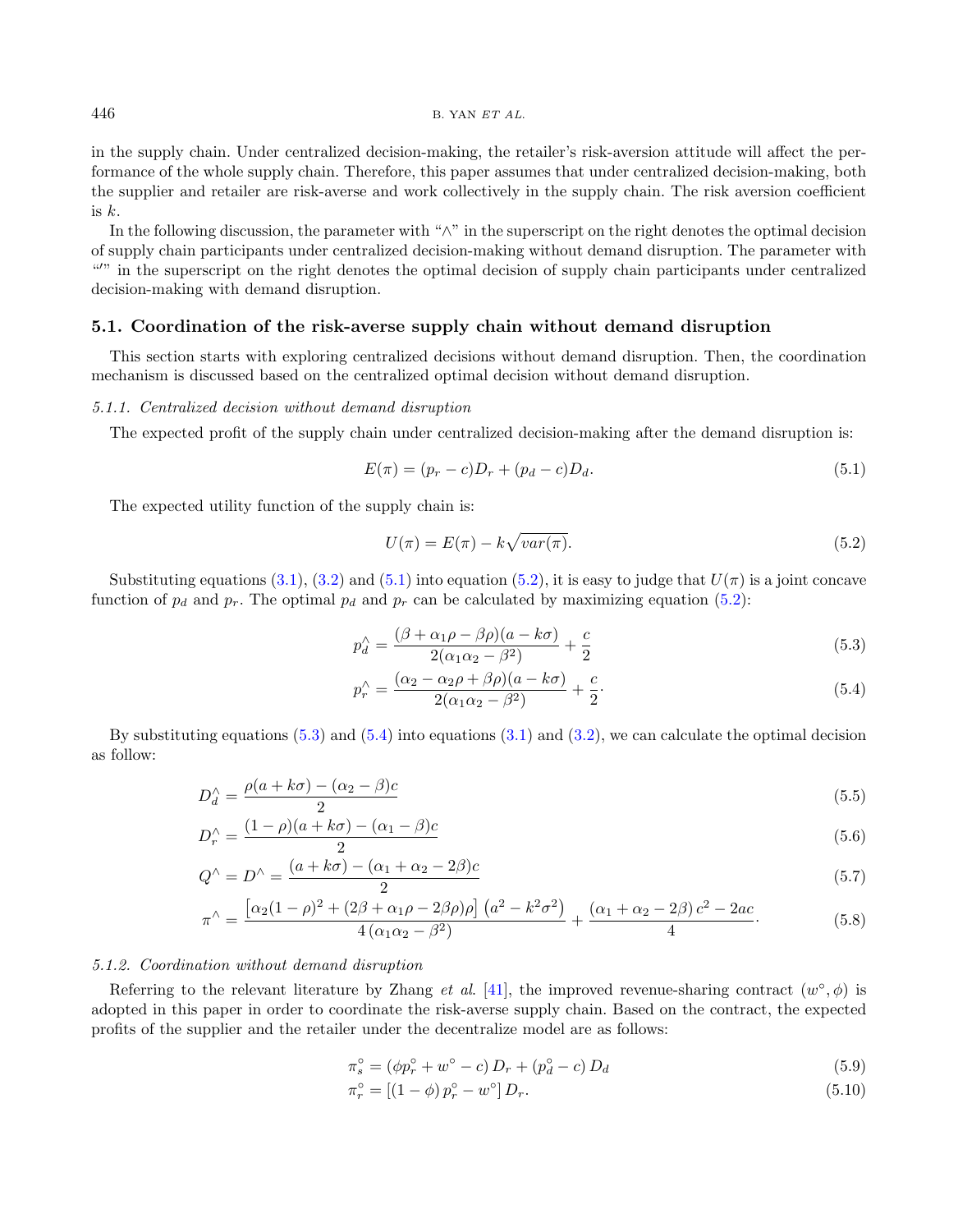in the supply chain. Under centralized decision-making, the retailer's risk-aversion attitude will affect the performance of the whole supply chain. Therefore, this paper assumes that under centralized decision-making, both the supplier and retailer are risk-averse and work collectively in the supply chain. The risk aversion coefficient is $k$.

In the following discussion, the parameter with "∧" in the superscript on the right denotes the optimal decision of supply chain participants under centralized decision-making without demand disruption. The parameter with "′" in the superscript on the right denotes the optimal decision of supply chain participants under centralized decision-making with demand disruption.

### 5.1. Coordination of the risk-averse supply chain without demand disruption

This section starts with exploring centralized decisions without demand disruption. Then, the coordination mechanism is discussed based on the centralized optimal decision without demand disruption.

#### 5.1.1. Centralized decision without demand disruption

The expected profit of the supply chain under centralized decision-making after the demand disruption is:

$$E(\pi) = (p_r - c)D_r + (p_d - c)D_d. \tag{5.1}$$

The expected utility function of the supply chain is:

$$U(\pi) = E(\pi) - k\sqrt{var(\pi)}. \tag{5.2}$$

Substituting equations (3.1), (3.2) and (5.1) into equation (5.2), it is easy to judge that $U(\pi)$ is a joint concave function of $p_d$ and $p_r$. The optimal $p_d$ and $p_r$ can be calculated by maximizing equation (5.2):

$$p_d^{\wedge} = \frac{(\beta + \alpha_1\rho - \beta\rho)(a - k\sigma)}{2(\alpha_1\alpha_2 - \beta^2)} + \frac{c}{2} \tag{5.3}$$

$$p_r^{\wedge} = \frac{(\alpha_2 - \alpha_2\rho + \beta\rho)(a - k\sigma)}{2(\alpha_1\alpha_2 - \beta^2)} + \frac{c}{2}. \tag{5.4}$$

By substituting equations (5.3) and (5.4) into equations (3.1) and (3.2), we can calculate the optimal decision as follow:

$$D_d^{\wedge} = \frac{\rho(a + k\sigma) - (\alpha_2 - \beta)c}{2} \tag{5.5}$$

$$D_r^{\wedge} = \frac{(1-\rho)(a + k\sigma) - (\alpha_1 - \beta)c}{2} \tag{5.6}$$

$$Q^{\wedge} = D^{\wedge} = \frac{(a + k\sigma) - (\alpha_1 + \alpha_2 - 2\beta)c}{2} \tag{5.7}$$

$$\pi^{\wedge} = \frac{\left[\alpha_2(1-\rho)^2 + (2\beta + \alpha_1\rho - 2\beta\rho)\rho\right]\left(a^2 - k^2\sigma^2\right)}{4\left(\alpha_1\alpha_2 - \beta^2\right)} + \frac{\left(\alpha_1 + \alpha_2 - 2\beta\right)c^2 - 2ac}{4}. \tag{5.8}$$

#### 5.1.2. Coordination without demand disruption

Referring to the relevant literature by Zhang *et al.* [41], the improved revenue-sharing contract $(w^{\circ}, \phi)$ is adopted in this paper in order to coordinate the risk-averse supply chain. Based on the contract, the expected profits of the supplier and the retailer under the decentralize model are as follows:

$$\pi_s^{\circ} = \left(\phi p_r^{\circ} + w^{\circ} - c\right)D_r + \left(p_d^{\circ} - c\right)D_d \tag{5.9}$$

$$\pi_r^{\circ} = \left[(1-\phi)\, p_r^{\circ} - w^{\circ}\right]D_r. \tag{5.10}$$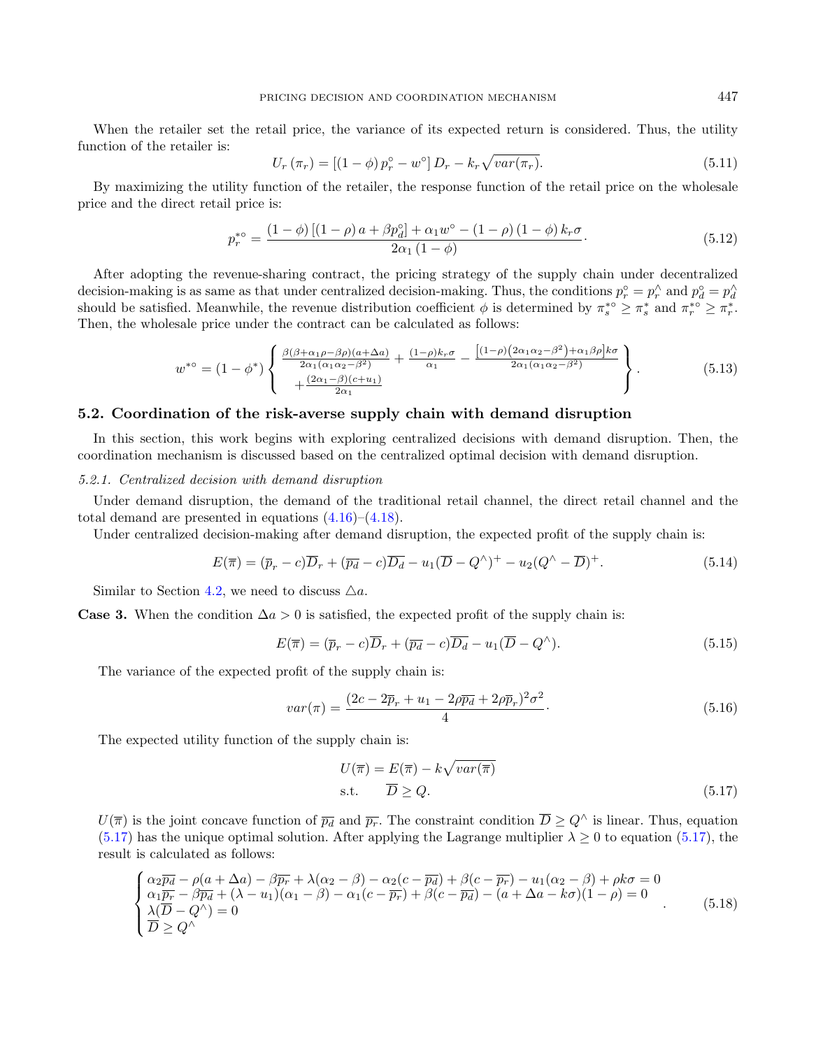When the retailer set the retail price, the variance of its expected return is considered. Thus, the utility function of the retailer is:

$$U_r(\pi_r) = [(1-\phi)\,p_r^{\circ} - w^{\circ}]\,D_r - k_r\sqrt{var(\pi_r)}. \tag{5.11}$$

By maximizing the utility function of the retailer, the response function of the retail price on the wholesale price and the direct retail price is:

$$p_r^{*\circ} = \frac{(1-\phi)\left[(1-\rho)\,a + \beta p_d^{\circ}\right] + \alpha_1 w^{\circ} - (1-\rho)(1-\phi)\,k_r\sigma}{2\alpha_1(1-\phi)}. \tag{5.12}$$

After adopting the revenue-sharing contract, the pricing strategy of the supply chain under decentralized decision-making is as same as that under centralized decision-making. Thus, the conditions $p_r^{\circ} = p_r^{\wedge}$ and $p_d^{\circ} = p_d^{\wedge}$ should be satisfied. Meanwhile, the revenue distribution coefficient $\phi$ is determined by $\pi_s^{*\circ} \geq \pi_s^{*}$ and $\pi_r^{*\circ} \geq \pi_r^{*}$. Then, the wholesale price under the contract can be calculated as follows:

$$w^{*\circ} = (1-\phi^*)\left\{\begin{array}{l} \frac{\beta(\beta+\alpha_1\rho-\beta\rho)(a+\Delta a)}{2\alpha_1(\alpha_1\alpha_2-\beta^2)} + \frac{(1-\rho)k_r\sigma}{\alpha_1} - \frac{\left[(1-\rho)\left(2\alpha_1\alpha_2-\beta^2\right)+\alpha_1\beta\rho\right]k\sigma}{2\alpha_1(\alpha_1\alpha_2-\beta^2)} \\ \quad + \frac{(2\alpha_1-\beta)(c+u_1)}{2\alpha_1} \end{array}\right\}. \tag{5.13}$$

## 5.2. Coordination of the risk-averse supply chain with demand disruption

In this section, this work begins with exploring centralized decisions with demand disruption. Then, the coordination mechanism is discussed based on the centralized optimal decision with demand disruption.

### *5.2.1. Centralized decision with demand disruption*

Under demand disruption, the demand of the traditional retail channel, the direct retail channel and the total demand are presented in equations (4.16)–(4.18).

Under centralized decision-making after demand disruption, the expected profit of the supply chain is:

$$E(\overline{\pi}) = (\overline{p}_r - c)\overline{D}_r + (\overline{p_d} - c)\overline{D_d} - u_1(\overline{D} - Q^{\wedge})^{+} - u_2(Q^{\wedge} - \overline{D})^{+}. \tag{5.14}$$

Similar to Section 4.2, we need to discuss $\triangle a$.

**Case 3.** When the condition $\Delta a > 0$ is satisfied, the expected profit of the supply chain is:

$$E(\overline{\pi}) = (\overline{p}_r - c)\overline{D}_r + (\overline{p_d} - c)\overline{D_d} - u_1(\overline{D} - Q^{\wedge}). \tag{5.15}$$

The variance of the expected profit of the supply chain is:

$$var(\pi) = \frac{(2c - 2\overline{p}_r + u_1 - 2\rho\overline{p_d} + 2\rho\overline{p}_r)^2\sigma^2}{4}. \tag{5.16}$$

The expected utility function of the supply chain is:

$$\begin{aligned} &U(\overline{\pi}) = E(\overline{\pi}) - k\sqrt{var(\overline{\pi})} \\ &\text{s.t.} \quad \overline{D} \geq Q. \end{aligned} \tag{5.17}$$

$U(\overline{\pi})$ is the joint concave function of $\overline{p_d}$ and $\overline{p_r}$. The constraint condition $\overline{D} \geq Q^{\wedge}$ is linear. Thus, equation (5.17) has the unique optimal solution. After applying the Lagrange multiplier $\lambda \geq 0$ to equation (5.17), the result is calculated as follows:

$$\begin{cases} \alpha_2\overline{p_d} - \rho(a+\Delta a) - \beta\overline{p_r} + \lambda(\alpha_2 - \beta) - \alpha_2(c - \overline{p_d}) + \beta(c - \overline{p_r}) - u_1(\alpha_2 - \beta) + \rho k\sigma = 0 \\ \alpha_1\overline{p_r} - \beta\overline{p_d} + (\lambda - u_1)(\alpha_1 - \beta) - \alpha_1(c - \overline{p_r}) + \beta(c - \overline{p_d}) - (a + \Delta a - k\sigma)(1-\rho) = 0 \\ \lambda(\overline{D} - Q^{\wedge}) = 0 \\ \overline{D} \geq Q^{\wedge} \end{cases}. \tag{5.18}$$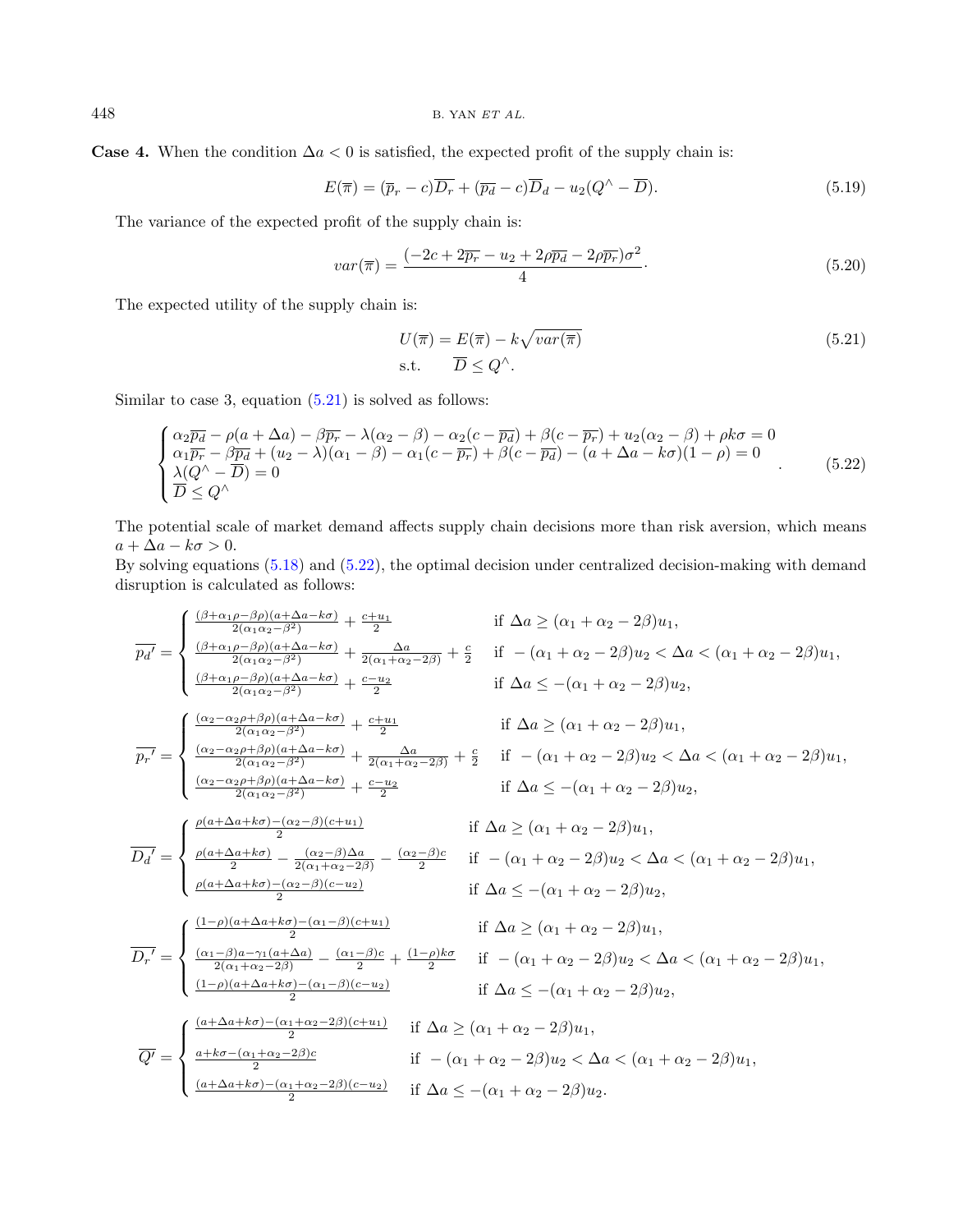**Case 4.** When the condition $\Delta a < 0$ is satisfied, the expected profit of the supply chain is:

$$E(\overline{\pi}) = (\overline{p}_r - c)\overline{D_r} + (\overline{p_d} - c)\overline{D}_d - u_2(Q^\wedge - \overline{D}). \tag{5.19}$$

The variance of the expected profit of the supply chain is:

$$var(\overline{\pi}) = \frac{(-2c + 2\overline{p_r} - u_2 + 2\rho\overline{p_d} - 2\rho\overline{p_r})\sigma^2}{4}. \tag{5.20}$$

The expected utility of the supply chain is:

$$\begin{aligned} U(\overline{\pi}) &= E(\overline{\pi}) - k\sqrt{var(\overline{\pi})} \\ \text{s.t.} \quad & \overline{D} \le Q^\wedge. \end{aligned} \tag{5.21}$$

Similar to case 3, equation (5.21) is solved as follows:

$$\begin{cases} \alpha_2\overline{p_d} - \rho(a+\Delta a) - \beta\overline{p_r} - \lambda(\alpha_2 - \beta) - \alpha_2(c - \overline{p_d}) + \beta(c - \overline{p_r}) + u_2(\alpha_2 - \beta) + \rho k\sigma = 0 \\ \alpha_1\overline{p_r} - \beta\overline{p_d} + (u_2 - \lambda)(\alpha_1 - \beta) - \alpha_1(c - \overline{p_r}) + \beta(c - \overline{p_d}) - (a + \Delta a - k\sigma)(1-\rho) = 0 \\ \lambda(Q^\wedge - \overline{D}) = 0 \\ \overline{D} \le Q^\wedge \end{cases}. \tag{5.22}$$

The potential scale of market demand affects supply chain decisions more than risk aversion, which means $a + \Delta a - k\sigma > 0$.
By solving equations (5.18) and (5.22), the optimal decision under centralized decision-making with demand disruption is calculated as follows:

$$\overline{p_d}' = \begin{cases} \frac{(\beta+\alpha_1\rho-\beta\rho)(a+\Delta a-k\sigma)}{2(\alpha_1\alpha_2-\beta^2)} + \frac{c+u_1}{2} & \text{if } \Delta a \ge (\alpha_1+\alpha_2-2\beta)u_1, \\ \frac{(\beta+\alpha_1\rho-\beta\rho)(a+\Delta a-k\sigma)}{2(\alpha_1\alpha_2-\beta^2)} + \frac{\Delta a}{2(\alpha_1+\alpha_2-2\beta)} + \frac{c}{2} & \text{if } -(\alpha_1+\alpha_2-2\beta)u_2 < \Delta a < (\alpha_1+\alpha_2-2\beta)u_1, \\ \frac{(\beta+\alpha_1\rho-\beta\rho)(a+\Delta a-k\sigma)}{2(\alpha_1\alpha_2-\beta^2)} + \frac{c-u_2}{2} & \text{if } \Delta a \le -(\alpha_1+\alpha_2-2\beta)u_2, \end{cases}$$

$$\overline{p_r}' = \begin{cases} \frac{(\alpha_2-\alpha_2\rho+\beta\rho)(a+\Delta a-k\sigma)}{2(\alpha_1\alpha_2-\beta^2)} + \frac{c+u_1}{2} & \text{if } \Delta a \ge (\alpha_1+\alpha_2-2\beta)u_1, \\ \frac{(\alpha_2-\alpha_2\rho+\beta\rho)(a+\Delta a-k\sigma)}{2(\alpha_1\alpha_2-\beta^2)} + \frac{\Delta a}{2(\alpha_1+\alpha_2-2\beta)} + \frac{c}{2} & \text{if } -(\alpha_1+\alpha_2-2\beta)u_2 < \Delta a < (\alpha_1+\alpha_2-2\beta)u_1, \\ \frac{(\alpha_2-\alpha_2\rho+\beta\rho)(a+\Delta a-k\sigma)}{2(\alpha_1\alpha_2-\beta^2)} + \frac{c-u_2}{2} & \text{if } \Delta a \le -(\alpha_1+\alpha_2-2\beta)u_2, \end{cases}$$

$$\overline{D_d}' = \begin{cases} \frac{\rho(a+\Delta a+k\sigma)-(\alpha_2-\beta)(c+u_1)}{2} & \text{if } \Delta a \ge (\alpha_1+\alpha_2-2\beta)u_1, \\ \frac{\rho(a+\Delta a+k\sigma)}{2} - \frac{(\alpha_2-\beta)\Delta a}{2(\alpha_1+\alpha_2-2\beta)} - \frac{(\alpha_2-\beta)c}{2} & \text{if } -(\alpha_1+\alpha_2-2\beta)u_2 < \Delta a < (\alpha_1+\alpha_2-2\beta)u_1, \\ \frac{\rho(a+\Delta a+k\sigma)-(\alpha_2-\beta)(c-u_2)}{2} & \text{if } \Delta a \le -(\alpha_1+\alpha_2-2\beta)u_2, \end{cases}$$

$$\overline{D_r}' = \begin{cases} \frac{(1-\rho)(a+\Delta a+k\sigma)-(\alpha_1-\beta)(c+u_1)}{2} & \text{if } \Delta a \ge (\alpha_1+\alpha_2-2\beta)u_1, \\ \frac{(\alpha_1-\beta)a-\gamma_1(a+\Delta a)}{2(\alpha_1+\alpha_2-2\beta)} - \frac{(\alpha_1-\beta)c}{2} + \frac{(1-\rho)k\sigma}{2} & \text{if } -(\alpha_1+\alpha_2-2\beta)u_2 < \Delta a < (\alpha_1+\alpha_2-2\beta)u_1, \\ \frac{(1-\rho)(a+\Delta a+k\sigma)-(\alpha_1-\beta)(c-u_2)}{2} & \text{if } \Delta a \le -(\alpha_1+\alpha_2-2\beta)u_2, \end{cases}$$

$$\overline{Q'} = \begin{cases} \frac{(a+\Delta a+k\sigma)-(\alpha_1+\alpha_2-2\beta)(c+u_1)}{2} & \text{if } \Delta a \ge (\alpha_1+\alpha_2-2\beta)u_1, \\ \frac{a+k\sigma-(\alpha_1+\alpha_2-2\beta)c}{2} & \text{if } -(\alpha_1+\alpha_2-2\beta)u_2 < \Delta a < (\alpha_1+\alpha_2-2\beta)u_1, \\ \frac{(a+\Delta a+k\sigma)-(\alpha_1+\alpha_2-2\beta)(c-u_2)}{2} & \text{if } \Delta a \le -(\alpha_1+\alpha_2-2\beta)u_2. \end{cases}$$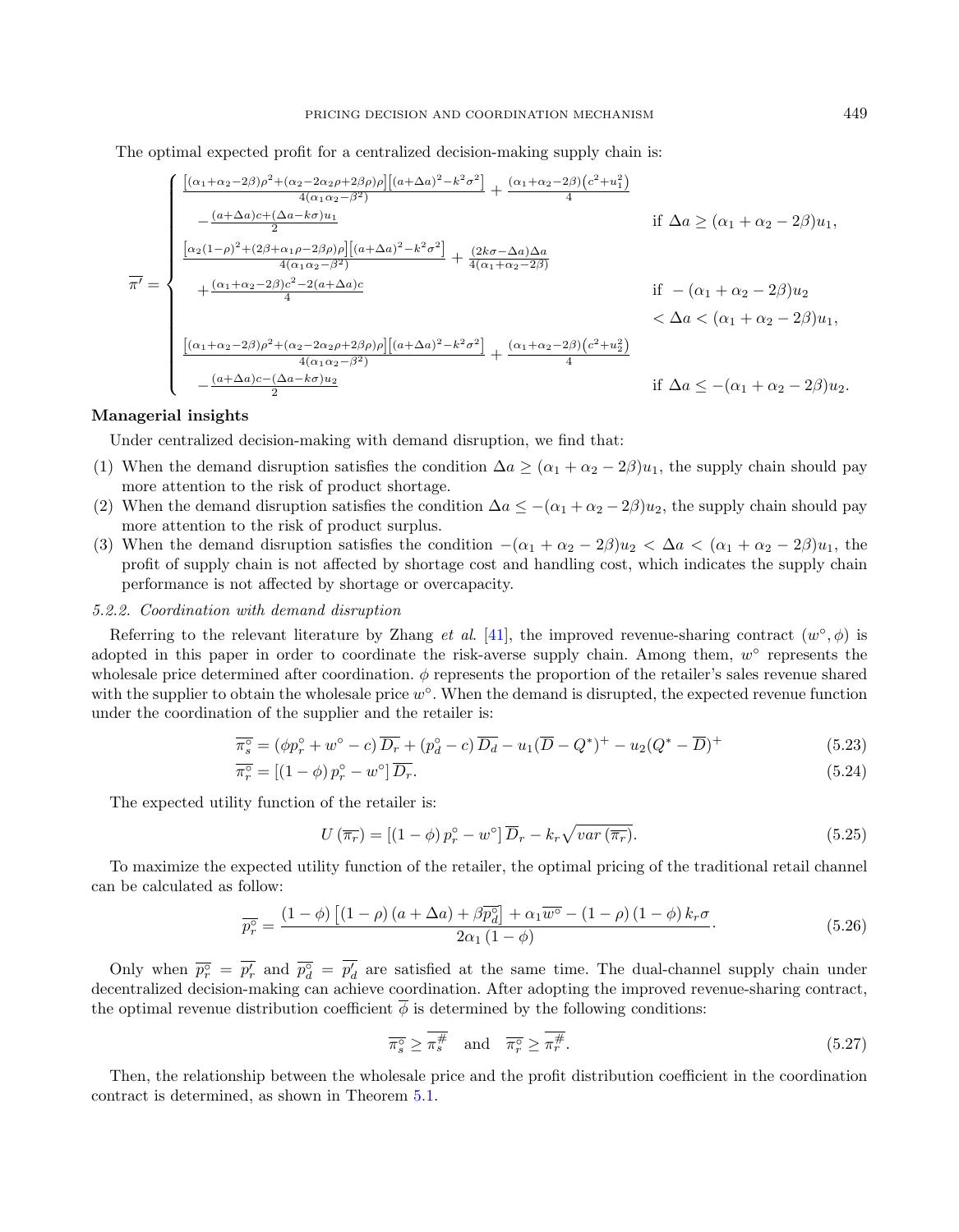The optimal expected profit for a centralized decision-making supply chain is:

$$
\overline{\pi'} = \begin{cases}
\frac{\left[(\alpha_1+\alpha_2-2\beta)\rho^2+(\alpha_2-2\alpha_2\rho+2\beta\rho)\rho\right]\left[(a+\Delta a)^2-k^2\sigma^2\right]}{4(\alpha_1\alpha_2-\beta^2)} + \frac{(\alpha_1+\alpha_2-2\beta)\left(c^2+u_1^2\right)}{4} \\
\quad -\frac{(a+\Delta a)c+(\Delta a-k\sigma)u_1}{2} & \text{if } \Delta a \geq (\alpha_1+\alpha_2-2\beta)u_1, \\
\frac{\left[\alpha_2(1-\rho)^2+(2\beta+\alpha_1\rho-2\beta\rho)\rho\right]\left[(a+\Delta a)^2-k^2\sigma^2\right]}{4(\alpha_1\alpha_2-\beta^2)} + \frac{(2k\sigma-\Delta a)\Delta a}{4(\alpha_1+\alpha_2-2\beta)} \\
\quad +\frac{(\alpha_1+\alpha_2-2\beta)c^2-2(a+\Delta a)c}{4} & \text{if } -(\alpha_1+\alpha_2-2\beta)u_2 \\
 & \quad < \Delta a < (\alpha_1+\alpha_2-2\beta)u_1, \\
\frac{\left[(\alpha_1+\alpha_2-2\beta)\rho^2+(\alpha_2-2\alpha_2\rho+2\beta\rho)\rho\right]\left[(a+\Delta a)^2-k^2\sigma^2\right]}{4(\alpha_1\alpha_2-\beta^2)} + \frac{(\alpha_1+\alpha_2-2\beta)\left(c^2+u_2^2\right)}{4} \\
\quad -\frac{(a+\Delta a)c-(\Delta a-k\sigma)u_2}{2} & \text{if } \Delta a \leq -(\alpha_1+\alpha_2-2\beta)u_2.
\end{cases}
$$

**Managerial insights**

Under centralized decision-making with demand disruption, we find that:

(1) When the demand disruption satisfies the condition $\Delta a \geq (\alpha_1+\alpha_2-2\beta)u_1$, the supply chain should pay more attention to the risk of product shortage.

(2) When the demand disruption satisfies the condition $\Delta a \leq -(\alpha_1+\alpha_2-2\beta)u_2$, the supply chain should pay more attention to the risk of product surplus.

(3) When the demand disruption satisfies the condition $-(\alpha_1+\alpha_2-2\beta)u_2 < \Delta a < (\alpha_1+\alpha_2-2\beta)u_1$, the profit of supply chain is not affected by shortage cost and handling cost, which indicates the supply chain performance is not affected by shortage or overcapacity.

*5.2.2. Coordination with demand disruption*

Referring to the relevant literature by Zhang *et al.* [41], the improved revenue-sharing contract $(w^\circ, \phi)$ is adopted in this paper in order to coordinate the risk-averse supply chain. Among them, $w^\circ$ represents the wholesale price determined after coordination. $\phi$ represents the proportion of the retailer's sales revenue shared with the supplier to obtain the wholesale price $w^\circ$. When the demand is disrupted, the expected revenue function under the coordination of the supplier and the retailer is:

$$\overline{\pi_s^\circ} = \left(\phi p_r^\circ + w^\circ - c\right)\overline{D_r} + \left(p_d^\circ - c\right)\overline{D_d} - u_1(\overline{D} - Q^*)^+ - u_2(Q^* - \overline{D})^+ \tag{5.23}$$

$$\overline{\pi_r^\circ} = \left[(1-\phi)\, p_r^\circ - w^\circ\right]\overline{D_r}. \tag{5.24}$$

The expected utility function of the retailer is:

$$U\left(\overline{\pi_r}\right) = \left[(1-\phi)\, p_r^\circ - w^\circ\right]\overline{D_r} - k_r\sqrt{var\left(\overline{\pi_r}\right)}. \tag{5.25}$$

To maximize the expected utility function of the retailer, the optimal pricing of the traditional retail channel can be calculated as follow:

$$\overline{p_r^\circ} = \frac{(1-\phi)\left[(1-\rho)(a+\Delta a) + \beta\overline{p_d^\circ}\right] + \alpha_1\overline{w^\circ} - (1-\rho)(1-\phi)k_r\sigma}{2\alpha_1(1-\phi)}. \tag{5.26}$$

Only when $\overline{p_r^\circ} = \overline{p_r'}$ and $\overline{p_d^\circ} = \overline{p_d'}$ are satisfied at the same time. The dual-channel supply chain under decentralized decision-making can achieve coordination. After adopting the improved revenue-sharing contract, the optimal revenue distribution coefficient $\overline{\phi}$ is determined by the following conditions:

$$\overline{\pi_s^\circ} \geq \overline{\pi_s^{\#}} \quad \text{and} \quad \overline{\pi_r^\circ} \geq \overline{\pi_r^{\#}}. \tag{5.27}$$

Then, the relationship between the wholesale price and the profit distribution coefficient in the coordination contract is determined, as shown in Theorem 5.1.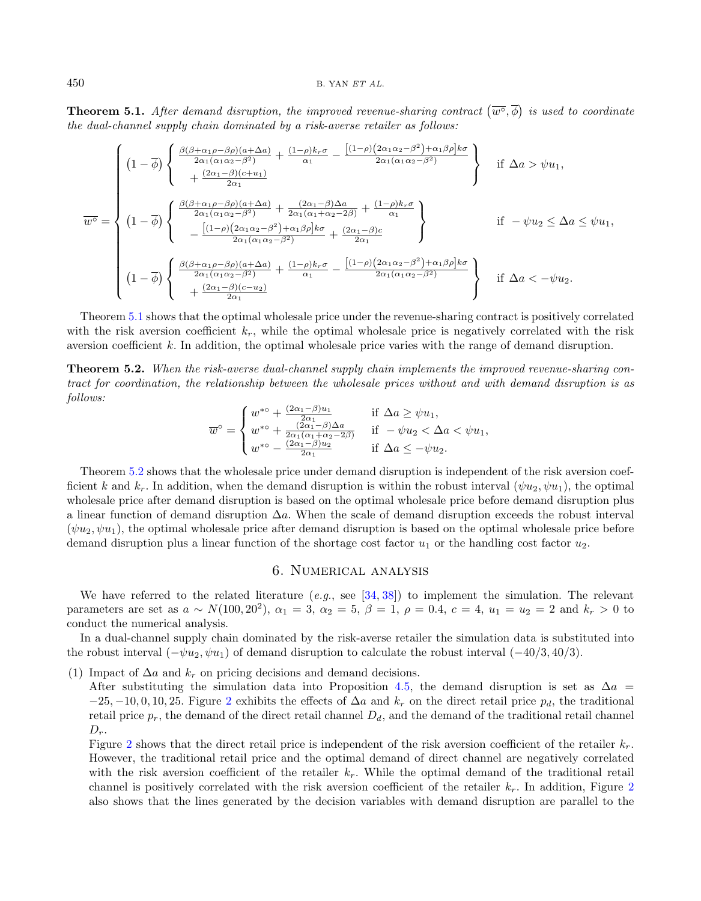**Theorem 5.1.** *After demand disruption, the improved revenue-sharing contract* $\left(\overline{w^{\circ}}, \overline{\phi}\right)$ *is used to coordinate the dual-channel supply chain dominated by a risk-averse retailer as follows:*

$$
\overline{w^{\circ}} = \begin{cases}
\left(1-\overline{\phi}\right)\left\{ \begin{array}{l} \frac{\beta(\beta+\alpha_1\rho-\beta\rho)(a+\Delta a)}{2\alpha_1(\alpha_1\alpha_2-\beta^2)} + \frac{(1-\rho)k_r\sigma}{\alpha_1} - \frac{\left[(1-\rho)\left(2\alpha_1\alpha_2-\beta^2\right)+\alpha_1\beta\rho\right]k\sigma}{2\alpha_1(\alpha_1\alpha_2-\beta^2)} \\ + \frac{(2\alpha_1-\beta)(c+u_1)}{2\alpha_1} \end{array} \right\} & \text{if } \Delta a > \psi u_1, \\
\left(1-\overline{\phi}\right)\left\{ \begin{array}{l} \frac{\beta(\beta+\alpha_1\rho-\beta\rho)(a+\Delta a)}{2\alpha_1(\alpha_1\alpha_2-\beta^2)} + \frac{(2\alpha_1-\beta)\Delta a}{2\alpha_1(\alpha_1+\alpha_2-2\beta)} + \frac{(1-\rho)k_r\sigma}{\alpha_1} \\ - \frac{\left[(1-\rho)\left(2\alpha_1\alpha_2-\beta^2\right)+\alpha_1\beta\rho\right]k\sigma}{2\alpha_1(\alpha_1\alpha_2-\beta^2)} + \frac{(2\alpha_1-\beta)c}{2\alpha_1} \end{array} \right\} & \text{if } -\psi u_2 \leq \Delta a \leq \psi u_1, \\
\left(1-\overline{\phi}\right)\left\{ \begin{array}{l} \frac{\beta(\beta+\alpha_1\rho-\beta\rho)(a+\Delta a)}{2\alpha_1(\alpha_1\alpha_2-\beta^2)} + \frac{(1-\rho)k_r\sigma}{\alpha_1} - \frac{\left[(1-\rho)\left(2\alpha_1\alpha_2-\beta^2\right)+\alpha_1\beta\rho\right]k\sigma}{2\alpha_1(\alpha_1\alpha_2-\beta^2)} \\ + \frac{(2\alpha_1-\beta)(c-u_2)}{2\alpha_1} \end{array} \right\} & \text{if } \Delta a < -\psi u_2.
\end{cases}
$$

Theorem 5.1 shows that the optimal wholesale price under the revenue-sharing contract is positively correlated with the risk aversion coefficient $k_r$, while the optimal wholesale price is negatively correlated with the risk aversion coefficient $k$. In addition, the optimal wholesale price varies with the range of demand disruption.

**Theorem 5.2.** *When the risk-averse dual-channel supply chain implements the improved revenue-sharing contract for coordination, the relationship between the wholesale prices without and with demand disruption is as follows:*

$$
\overline{w}^{\circ} = \begin{cases}
w^{*\circ} + \frac{(2\alpha_1-\beta)u_1}{2\alpha_1} & \text{if } \Delta a \geq \psi u_1, \\
w^{*\circ} + \frac{(2\alpha_1-\beta)\Delta a}{2\alpha_1(\alpha_1+\alpha_2-2\beta)} & \text{if } -\psi u_2 < \Delta a < \psi u_1, \\
w^{*\circ} - \frac{(2\alpha_1-\beta)u_2}{2\alpha_1} & \text{if } \Delta a \leq -\psi u_2.
\end{cases}
$$

Theorem 5.2 shows that the wholesale price under demand disruption is independent of the risk aversion coefficient $k$ and $k_r$. In addition, when the demand disruption is within the robust interval $(\psi u_2, \psi u_1)$, the optimal wholesale price after demand disruption is based on the optimal wholesale price before demand disruption plus a linear function of demand disruption $\Delta a$. When the scale of demand disruption exceeds the robust interval $(\psi u_2, \psi u_1)$, the optimal wholesale price after demand disruption is based on the optimal wholesale price before demand disruption plus a linear function of the shortage cost factor $u_1$ or the handling cost factor $u_2$.

# 6. Numerical analysis

We have referred to the related literature (*e.g.*, see [34, 38]) to implement the simulation. The relevant parameters are set as $a \sim N(100, 20^2)$, $\alpha_1 = 3$, $\alpha_2 = 5$, $\beta = 1$, $\rho = 0.4$, $c = 4$, $u_1 = u_2 = 2$ and $k_r > 0$ to conduct the numerical analysis.

In a dual-channel supply chain dominated by the risk-averse retailer the simulation data is substituted into the robust interval $(-\psi u_2, \psi u_1)$ of demand disruption to calculate the robust interval $(-40/3, 40/3)$.

(1) Impact of $\Delta a$ and $k_r$ on pricing decisions and demand decisions.
After substituting the simulation data into Proposition 4.5, the demand disruption is set as $\Delta a = -25, -10, 0, 10, 25$. Figure 2 exhibits the effects of $\Delta a$ and $k_r$ on the direct retail price $p_d$, the traditional retail price $p_r$, the demand of the direct retail channel $D_d$, and the demand of the traditional retail channel $D_r$.
Figure 2 shows that the direct retail price is independent of the risk aversion coefficient of the retailer $k_r$. However, the traditional retail price and the optimal demand of direct channel are negatively correlated with the risk aversion coefficient of the retailer $k_r$. While the optimal demand of the traditional retail channel is positively correlated with the risk aversion coefficient of the retailer $k_r$. In addition, Figure 2 also shows that the lines generated by the decision variables with demand disruption are parallel to the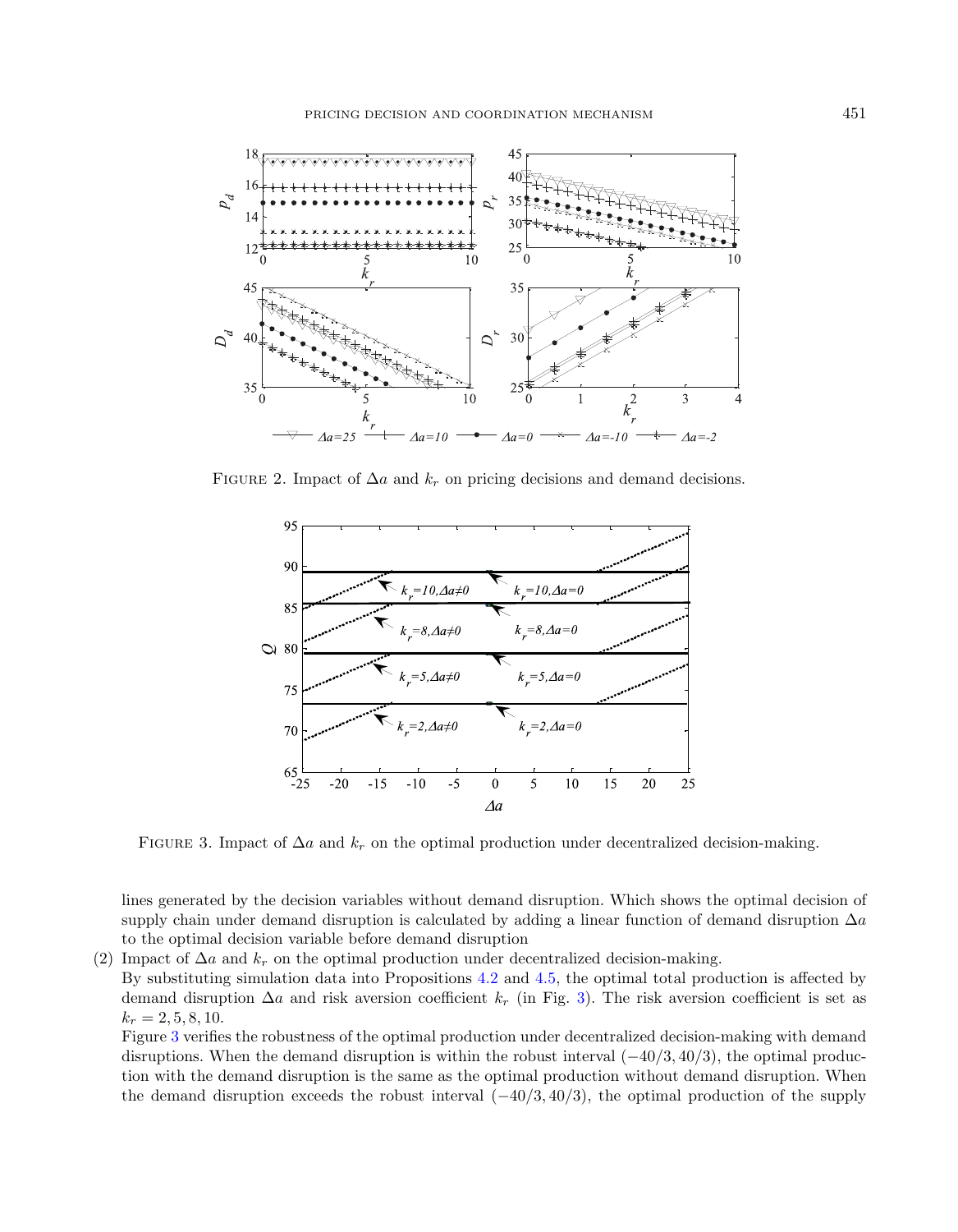FIGURE 2. Impact of $\Delta a$ and $k_r$ on pricing decisions and demand decisions.

FIGURE 3. Impact of $\Delta a$ and $k_r$ on the optimal production under decentralized decision-making.

lines generated by the decision variables without demand disruption. Which shows the optimal decision of supply chain under demand disruption is calculated by adding a linear function of demand disruption $\Delta a$ to the optimal decision variable before demand disruption

(2) Impact of $\Delta a$ and $k_r$ on the optimal production under decentralized decision-making.
By substituting simulation data into Propositions 4.2 and 4.5, the optimal total production is affected by demand disruption $\Delta a$ and risk aversion coefficient $k_r$ (in Fig. 3). The risk aversion coefficient is set as $k_r = 2, 5, 8, 10$.
Figure 3 verifies the robustness of the optimal production under decentralized decision-making with demand disruptions. When the demand disruption is within the robust interval $(-40/3, 40/3)$, the optimal production with the demand disruption is the same as the optimal production without demand disruption. When the demand disruption exceeds the robust interval $(-40/3, 40/3)$, the optimal production of the supply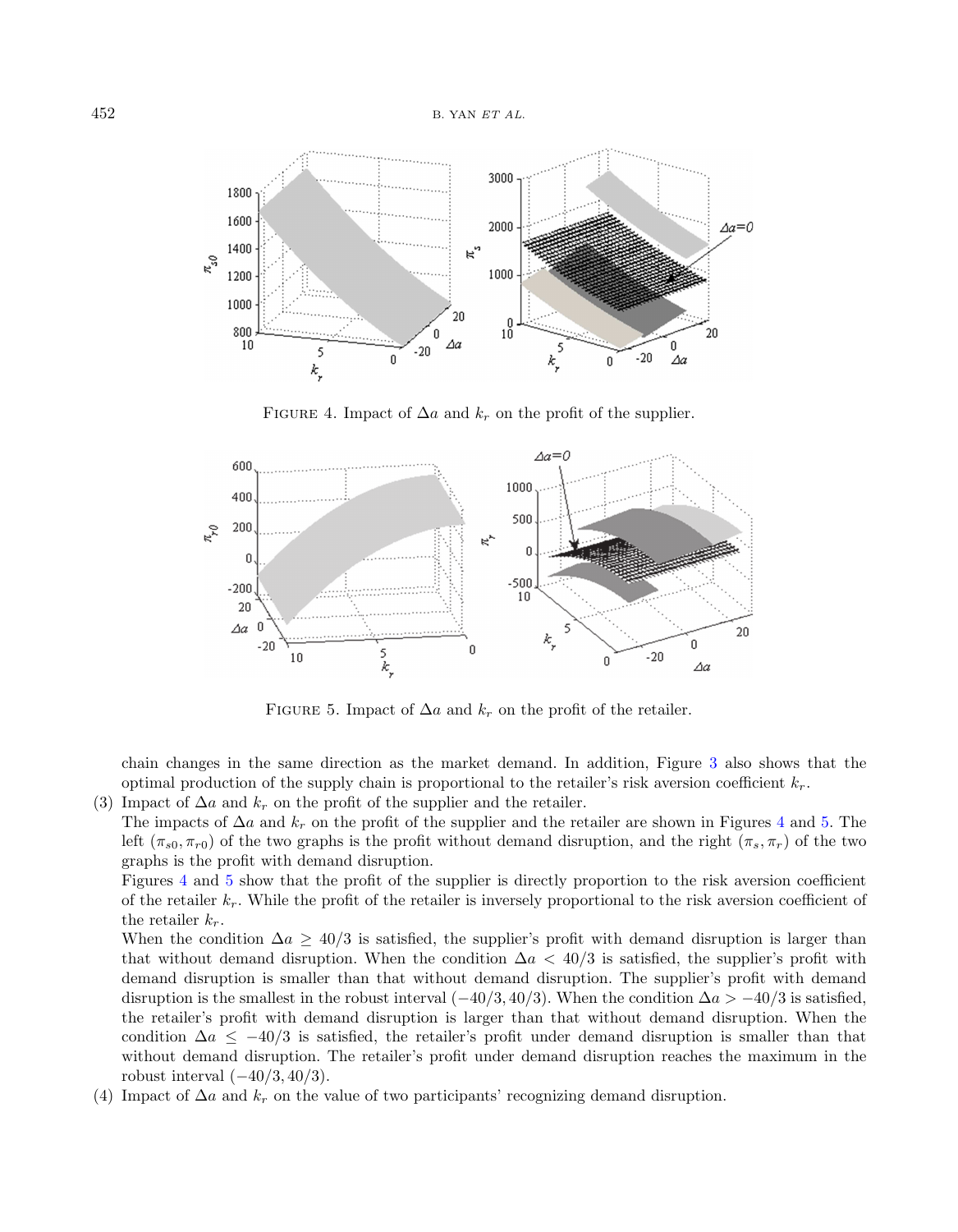FIGURE 4. Impact of $\Delta a$ and $k_r$ on the profit of the supplier.

FIGURE 5. Impact of $\Delta a$ and $k_r$ on the profit of the retailer.

chain changes in the same direction as the market demand. In addition, Figure 3 also shows that the optimal production of the supply chain is proportional to the retailer's risk aversion coefficient $k_r$.

(3) Impact of $\Delta a$ and $k_r$ on the profit of the supplier and the retailer.

The impacts of $\Delta a$ and $k_r$ on the profit of the supplier and the retailer are shown in Figures 4 and 5. The left $(\pi_{s0}, \pi_{r0})$ of the two graphs is the profit without demand disruption, and the right $(\pi_s, \pi_r)$ of the two graphs is the profit with demand disruption.

Figures 4 and 5 show that the profit of the supplier is directly proportion to the risk aversion coefficient of the retailer $k_r$. While the profit of the retailer is inversely proportional to the risk aversion coefficient of the retailer $k_r$.

When the condition $\Delta a \geq 40/3$ is satisfied, the supplier's profit with demand disruption is larger than that without demand disruption. When the condition $\Delta a < 40/3$ is satisfied, the supplier's profit with demand disruption is smaller than that without demand disruption. The supplier's profit with demand disruption is the smallest in the robust interval $(-40/3, 40/3)$. When the condition $\Delta a > -40/3$ is satisfied, the retailer's profit with demand disruption is larger than that without demand disruption. When the condition $\Delta a \leq -40/3$ is satisfied, the retailer's profit under demand disruption is smaller than that without demand disruption. The retailer's profit under demand disruption reaches the maximum in the robust interval $(-40/3, 40/3)$.

(4) Impact of $\Delta a$ and $k_r$ on the value of two participants' recognizing demand disruption.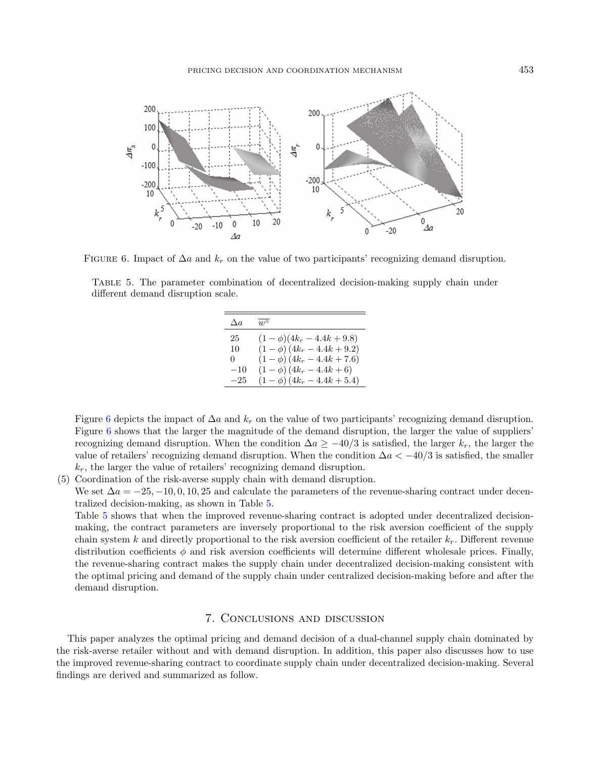Figure 6. Impact of $\Delta a$ and $k_r$ on the value of two participants' recognizing demand disruption.

Table 5. The parameter combination of decentralized decision-making supply chain under different demand disruption scale.

| $\Delta a$ | $\overline{w^{\circ}}$ |
|---|---|
| 25 | $(1-\phi)(4k_r - 4.4k + 9.8)$ |
| 10 | $(1-\phi)(4k_r - 4.4k + 9.2)$ |
| 0 | $(1-\phi)(4k_r - 4.4k + 7.6)$ |
| $-10$ | $(1-\phi)(4k_r - 4.4k + 6)$ |
| $-25$ | $(1-\phi)(4k_r - 4.4k + 5.4)$ |

Figure 6 depicts the impact of $\Delta a$ and $k_r$ on the value of two participants' recognizing demand disruption. Figure 6 shows that the larger the magnitude of the demand disruption, the larger the value of suppliers' recognizing demand disruption. When the condition $\Delta a \geq -40/3$ is satisfied, the larger $k_r$, the larger the value of retailers' recognizing demand disruption. When the condition $\Delta a < -40/3$ is satisfied, the smaller $k_r$, the larger the value of retailers' recognizing demand disruption.

(5) Coordination of the risk-averse supply chain with demand disruption.
We set $\Delta a = -25, -10, 0, 10, 25$ and calculate the parameters of the revenue-sharing contract under decentralized decision-making, as shown in Table 5.
Table 5 shows that when the improved revenue-sharing contract is adopted under decentralized decision-making, the contract parameters are inversely proportional to the risk aversion coefficient of the supply chain system $k$ and directly proportional to the risk aversion coefficient of the retailer $k_r$. Different revenue distribution coefficients $\phi$ and risk aversion coefficients will determine different wholesale prices. Finally, the revenue-sharing contract makes the supply chain under decentralized decision-making consistent with the optimal pricing and demand of the supply chain under centralized decision-making before and after the demand disruption.

## 7. Conclusions and discussion

This paper analyzes the optimal pricing and demand decision of a dual-channel supply chain dominated by the risk-averse retailer without and with demand disruption. In addition, this paper also discusses how to use the improved revenue-sharing contract to coordinate supply chain under decentralized decision-making. Several findings are derived and summarized as follow.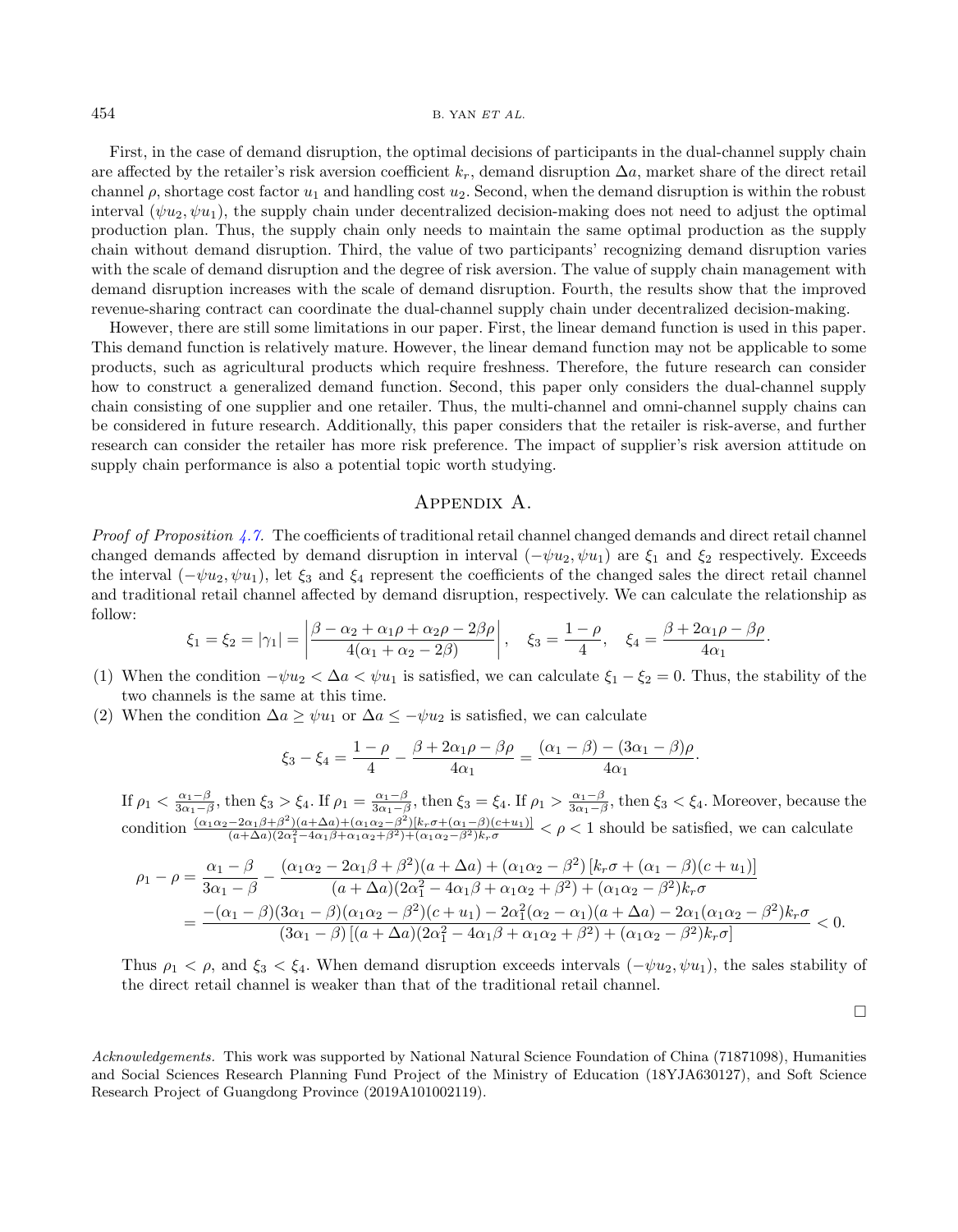First, in the case of demand disruption, the optimal decisions of participants in the dual-channel supply chain are affected by the retailer's risk aversion coefficient $k_r$, demand disruption $\Delta a$, market share of the direct retail channel $\rho$, shortage cost factor $u_1$ and handling cost $u_2$. Second, when the demand disruption is within the robust interval $(\psi u_2, \psi u_1)$, the supply chain under decentralized decision-making does not need to adjust the optimal production plan. Thus, the supply chain only needs to maintain the same optimal production as the supply chain without demand disruption. Third, the value of two participants' recognizing demand disruption varies with the scale of demand disruption and the degree of risk aversion. The value of supply chain management with demand disruption increases with the scale of demand disruption. Fourth, the results show that the improved revenue-sharing contract can coordinate the dual-channel supply chain under decentralized decision-making.

However, there are still some limitations in our paper. First, the linear demand function is used in this paper. This demand function is relatively mature. However, the linear demand function may not be applicable to some products, such as agricultural products which require freshness. Therefore, the future research can consider how to construct a generalized demand function. Second, this paper only considers the dual-channel supply chain consisting of one supplier and one retailer. Thus, the multi-channel and omni-channel supply chains can be considered in future research. Additionally, this paper considers that the retailer is risk-averse, and further research can consider the retailer has more risk preference. The impact of supplier's risk aversion attitude on supply chain performance is also a potential topic worth studying.

## Appendix A.

*Proof of Proposition 4.7.* The coefficients of traditional retail channel changed demands and direct retail channel changed demands affected by demand disruption in interval $(-\psi u_2, \psi u_1)$ are $\xi_1$ and $\xi_2$ respectively. Exceeds the interval $(-\psi u_2, \psi u_1)$, let $\xi_3$ and $\xi_4$ represent the coefficients of the changed sales the direct retail channel and traditional retail channel affected by demand disruption, respectively. We can calculate the relationship as follow:

$$\xi_1 = \xi_2 = |\gamma_1| = \left|\frac{\beta - \alpha_2 + \alpha_1\rho + \alpha_2\rho - 2\beta\rho}{4(\alpha_1 + \alpha_2 - 2\beta)}\right|, \quad \xi_3 = \frac{1-\rho}{4}, \quad \xi_4 = \frac{\beta + 2\alpha_1\rho - \beta\rho}{4\alpha_1}.$$

(1) When the condition $-\psi u_2 < \Delta a < \psi u_1$ is satisfied, we can calculate $\xi_1 - \xi_2 = 0$. Thus, the stability of the two channels is the same at this time.

(2) When the condition $\Delta a \geq \psi u_1$ or $\Delta a \leq -\psi u_2$ is satisfied, we can calculate

$$\xi_3 - \xi_4 = \frac{1-\rho}{4} - \frac{\beta + 2\alpha_1\rho - \beta\rho}{4\alpha_1} = \frac{(\alpha_1 - \beta) - (3\alpha_1 - \beta)\rho}{4\alpha_1}.$$

If $\rho_1 < \frac{\alpha_1 - \beta}{3\alpha_1 - \beta}$, then $\xi_3 > \xi_4$. If $\rho_1 = \frac{\alpha_1 - \beta}{3\alpha_1 - \beta}$, then $\xi_3 = \xi_4$. If $\rho_1 > \frac{\alpha_1 - \beta}{3\alpha_1 - \beta}$, then $\xi_3 < \xi_4$. Moreover, because the condition $\frac{(\alpha_1\alpha_2 - 2\alpha_1\beta + \beta^2)(a+\Delta a) + (\alpha_1\alpha_2 - \beta^2)[k_r\sigma + (\alpha_1 - \beta)(c+u_1)]}{(a+\Delta a)(2\alpha_1^2 - 4\alpha_1\beta + \alpha_1\alpha_2 + \beta^2) + (\alpha_1\alpha_2 - \beta^2)k_r\sigma} < \rho < 1$ should be satisfied, we can calculate

$$\begin{aligned}
\rho_1 - \rho &= \frac{\alpha_1 - \beta}{3\alpha_1 - \beta} - \frac{(\alpha_1\alpha_2 - 2\alpha_1\beta + \beta^2)(a+\Delta a) + (\alpha_1\alpha_2 - \beta^2)\left[k_r\sigma + (\alpha_1 - \beta)(c+u_1)\right]}{(a+\Delta a)(2\alpha_1^2 - 4\alpha_1\beta + \alpha_1\alpha_2 + \beta^2) + (\alpha_1\alpha_2 - \beta^2)k_r\sigma} \\
&= \frac{-(\alpha_1 - \beta)(3\alpha_1 - \beta)(\alpha_1\alpha_2 - \beta^2)(c+u_1) - 2\alpha_1^2(\alpha_2 - \alpha_1)(a+\Delta a) - 2\alpha_1(\alpha_1\alpha_2 - \beta^2)k_r\sigma}{(3\alpha_1 - \beta)\left[(a+\Delta a)(2\alpha_1^2 - 4\alpha_1\beta + \alpha_1\alpha_2 + \beta^2) + (\alpha_1\alpha_2 - \beta^2)k_r\sigma\right]} < 0.
\end{aligned}$$

Thus $\rho_1 < \rho$, and $\xi_3 < \xi_4$. When demand disruption exceeds intervals $(-\psi u_2, \psi u_1)$, the sales stability of the direct retail channel is weaker than that of the traditional retail channel.

□

*Acknowledgements.* This work was supported by National Natural Science Foundation of China (71871098), Humanities and Social Sciences Research Planning Fund Project of the Ministry of Education (18YJA630127), and Soft Science Research Project of Guangdong Province (2019A101002119).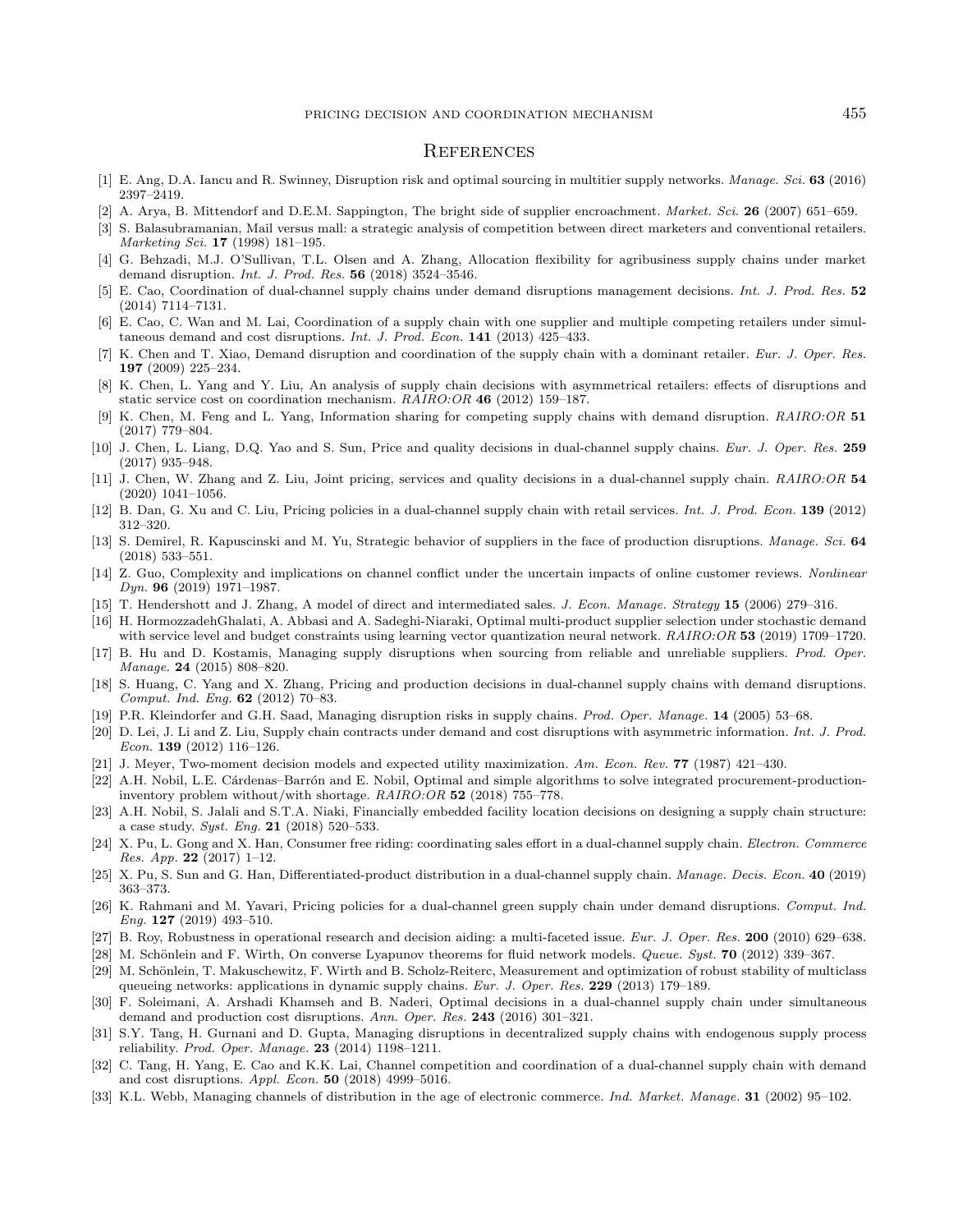## References

[1] E. Ang, D.A. Iancu and R. Swinney, Disruption risk and optimal sourcing in multitier supply networks. *Manage. Sci.* **63** (2016) 2397–2419.

[2] A. Arya, B. Mittendorf and D.E.M. Sappington, The bright side of supplier encroachment. *Market. Sci.* **26** (2007) 651–659.

[3] S. Balasubramanian, Mail versus mall: a strategic analysis of competition between direct marketers and conventional retailers. *Marketing Sci.* **17** (1998) 181–195.

[4] G. Behzadi, M.J. O'Sullivan, T.L. Olsen and A. Zhang, Allocation flexibility for agribusiness supply chains under market demand disruption. *Int. J. Prod. Res.* **56** (2018) 3524–3546.

[5] E. Cao, Coordination of dual-channel supply chains under demand disruptions management decisions. *Int. J. Prod. Res.* **52** (2014) 7114–7131.

[6] E. Cao, C. Wan and M. Lai, Coordination of a supply chain with one supplier and multiple competing retailers under simultaneous demand and cost disruptions. *Int. J. Prod. Econ.* **141** (2013) 425–433.

[7] K. Chen and T. Xiao, Demand disruption and coordination of the supply chain with a dominant retailer. *Eur. J. Oper. Res.* **197** (2009) 225–234.

[8] K. Chen, L. Yang and Y. Liu, An analysis of supply chain decisions with asymmetrical retailers: effects of disruptions and static service cost on coordination mechanism. *RAIRO:OR* **46** (2012) 159–187.

[9] K. Chen, M. Feng and L. Yang, Information sharing for competing supply chains with demand disruption. *RAIRO:OR* **51** (2017) 779–804.

[10] J. Chen, L. Liang, D.Q. Yao and S. Sun, Price and quality decisions in dual-channel supply chains. *Eur. J. Oper. Res.* **259** (2017) 935–948.

[11] J. Chen, W. Zhang and Z. Liu, Joint pricing, services and quality decisions in a dual-channel supply chain. *RAIRO:OR* **54** (2020) 1041–1056.

[12] B. Dan, G. Xu and C. Liu, Pricing policies in a dual-channel supply chain with retail services. *Int. J. Prod. Econ.* **139** (2012) 312–320.

[13] S. Demirel, R. Kapuscinski and M. Yu, Strategic behavior of suppliers in the face of production disruptions. *Manage. Sci.* **64** (2018) 533–551.

[14] Z. Guo, Complexity and implications on channel conflict under the uncertain impacts of online customer reviews. *Nonlinear Dyn.* **96** (2019) 1971–1987.

[15] T. Hendershott and J. Zhang, A model of direct and intermediated sales. *J. Econ. Manage. Strategy* **15** (2006) 279–316.

[16] H. HormozzadehGhalati, A. Abbasi and A. Sadeghi-Niaraki, Optimal multi-product supplier selection under stochastic demand with service level and budget constraints using learning vector quantization neural network. *RAIRO:OR* **53** (2019) 1709–1720.

[17] B. Hu and D. Kostamis, Managing supply disruptions when sourcing from reliable and unreliable suppliers. *Prod. Oper. Manage.* **24** (2015) 808–820.

[18] S. Huang, C. Yang and X. Zhang, Pricing and production decisions in dual-channel supply chains with demand disruptions. *Comput. Ind. Eng.* **62** (2012) 70–83.

[19] P.R. Kleindorfer and G.H. Saad, Managing disruption risks in supply chains. *Prod. Oper. Manage.* **14** (2005) 53–68.

[20] D. Lei, J. Li and Z. Liu, Supply chain contracts under demand and cost disruptions with asymmetric information. *Int. J. Prod. Econ.* **139** (2012) 116–126.

[21] J. Meyer, Two-moment decision models and expected utility maximization. *Am. Econ. Rev.* **77** (1987) 421–430.

[22] A.H. Nobil, L.E. Cárdenas–Barrón and E. Nobil, Optimal and simple algorithms to solve integrated procurement-production-inventory problem without/with shortage. *RAIRO:OR* **52** (2018) 755–778.

[23] A.H. Nobil, S. Jalali and S.T.A. Niaki, Financially embedded facility location decisions on designing a supply chain structure: a case study. *Syst. Eng.* **21** (2018) 520–533.

[24] X. Pu, L. Gong and X. Han, Consumer free riding: coordinating sales effort in a dual-channel supply chain. *Electron. Commerce Res. App.* **22** (2017) 1–12.

[25] X. Pu, S. Sun and G. Han, Differentiated-product distribution in a dual-channel supply chain. *Manage. Decis. Econ.* **40** (2019) 363–373.

[26] K. Rahmani and M. Yavari, Pricing policies for a dual-channel green supply chain under demand disruptions. *Comput. Ind. Eng.* **127** (2019) 493–510.

[27] B. Roy, Robustness in operational research and decision aiding: a multi-faceted issue. *Eur. J. Oper. Res.* **200** (2010) 629–638.

[28] M. Schönlein and F. Wirth, On converse Lyapunov theorems for fluid network models. *Queue. Syst.* **70** (2012) 339–367.

[29] M. Schönlein, T. Makuschewitz, F. Wirth and B. Scholz-Reiterc, Measurement and optimization of robust stability of multiclass queueing networks: applications in dynamic supply chains. *Eur. J. Oper. Res.* **229** (2013) 179–189.

[30] F. Soleimani, A. Arshadi Khamseh and B. Naderi, Optimal decisions in a dual-channel supply chain under simultaneous demand and production cost disruptions. *Ann. Oper. Res.* **243** (2016) 301–321.

[31] S.Y. Tang, H. Gurnani and D. Gupta, Managing disruptions in decentralized supply chains with endogenous supply process reliability. *Prod. Oper. Manage.* **23** (2014) 1198–1211.

[32] C. Tang, H. Yang, E. Cao and K.K. Lai, Channel competition and coordination of a dual-channel supply chain with demand and cost disruptions. *Appl. Econ.* **50** (2018) 4999–5016.

[33] K.L. Webb, Managing channels of distribution in the age of electronic commerce. *Ind. Market. Manage.* **31** (2002) 95–102.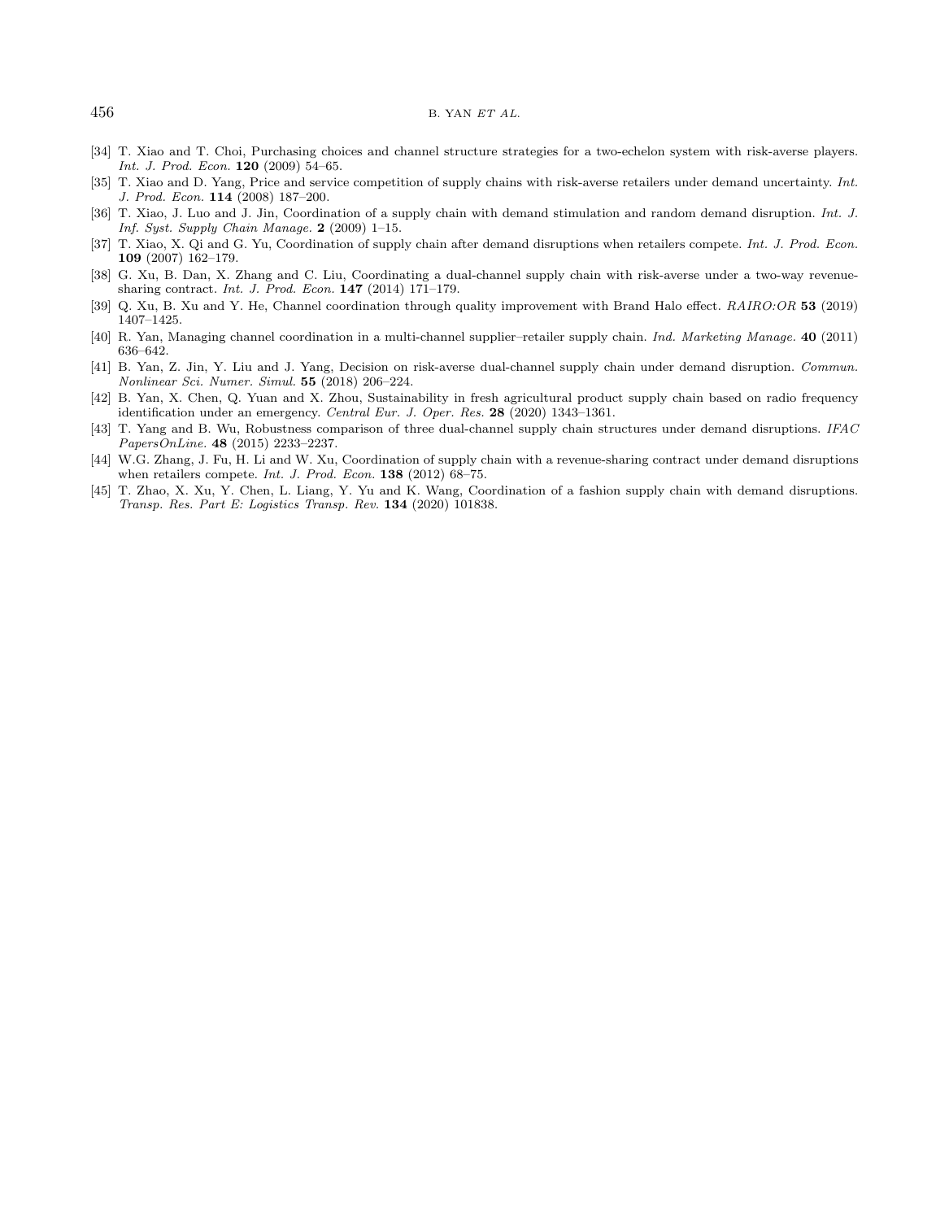[34] T. Xiao and T. Choi, Purchasing choices and channel structure strategies for a two-echelon system with risk-averse players. *Int. J. Prod. Econ.* **120** (2009) 54–65.

[35] T. Xiao and D. Yang, Price and service competition of supply chains with risk-averse retailers under demand uncertainty. *Int. J. Prod. Econ.* **114** (2008) 187–200.

[36] T. Xiao, J. Luo and J. Jin, Coordination of a supply chain with demand stimulation and random demand disruption. *Int. J. Inf. Syst. Supply Chain Manage.* **2** (2009) 1–15.

[37] T. Xiao, X. Qi and G. Yu, Coordination of supply chain after demand disruptions when retailers compete. *Int. J. Prod. Econ.* **109** (2007) 162–179.

[38] G. Xu, B. Dan, X. Zhang and C. Liu, Coordinating a dual-channel supply chain with risk-averse under a two-way revenue-sharing contract. *Int. J. Prod. Econ.* **147** (2014) 171–179.

[39] Q. Xu, B. Xu and Y. He, Channel coordination through quality improvement with Brand Halo effect. *RAIRO:OR* **53** (2019) 1407–1425.

[40] R. Yan, Managing channel coordination in a multi-channel supplier–retailer supply chain. *Ind. Marketing Manage.* **40** (2011) 636–642.

[41] B. Yan, Z. Jin, Y. Liu and J. Yang, Decision on risk-averse dual-channel supply chain under demand disruption. *Commun. Nonlinear Sci. Numer. Simul.* **55** (2018) 206–224.

[42] B. Yan, X. Chen, Q. Yuan and X. Zhou, Sustainability in fresh agricultural product supply chain based on radio frequency identification under an emergency. *Central Eur. J. Oper. Res.* **28** (2020) 1343–1361.

[43] T. Yang and B. Wu, Robustness comparison of three dual-channel supply chain structures under demand disruptions. *IFAC PapersOnLine.* **48** (2015) 2233–2237.

[44] W.G. Zhang, J. Fu, H. Li and W. Xu, Coordination of supply chain with a revenue-sharing contract under demand disruptions when retailers compete. *Int. J. Prod. Econ.* **138** (2012) 68–75.

[45] T. Zhao, X. Xu, Y. Chen, L. Liang, Y. Yu and K. Wang, Coordination of a fashion supply chain with demand disruptions. *Transp. Res. Part E: Logistics Transp. Rev.* **134** (2020) 101838.